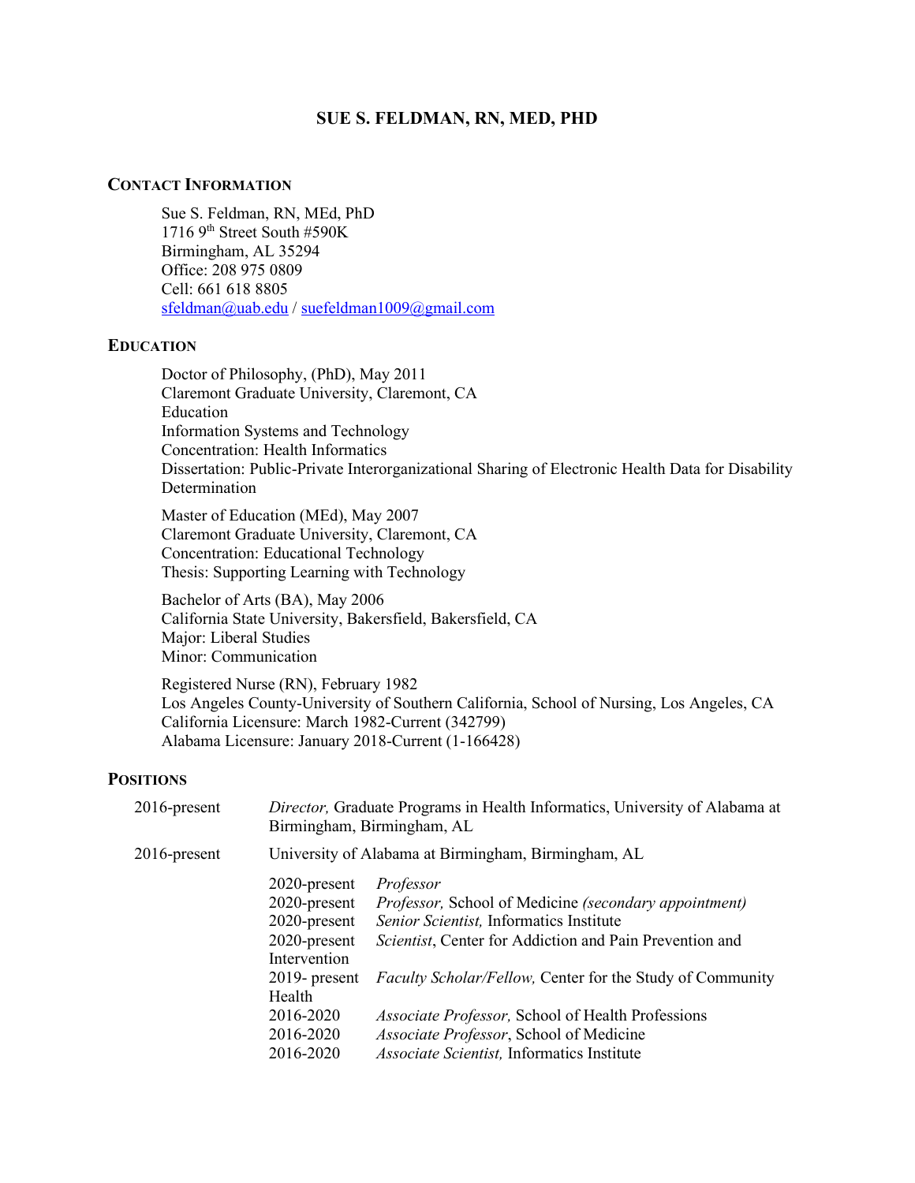# SUE S. FELDMAN, RN, MED, PHD

## CONTACT INFORMATION

Sue S. Feldman, RN, MEd, PhD
1716 9th Street South #590K
Birmingham, AL 35294
Office: 208 975 0809
Cell: 661 618 8805
sfeldman@uab.edu / suefeldman1009@gmail.com

## EDUCATION

Doctor of Philosophy, (PhD), May 2011
Claremont Graduate University, Claremont, CA
Education
Information Systems and Technology
Concentration: Health Informatics
Dissertation: Public-Private Interorganizational Sharing of Electronic Health Data for Disability Determination

Master of Education (MEd), May 2007
Claremont Graduate University, Claremont, CA
Concentration: Educational Technology
Thesis: Supporting Learning with Technology

Bachelor of Arts (BA), May 2006
California State University, Bakersfield, Bakersfield, CA
Major: Liberal Studies
Minor: Communication

Registered Nurse (RN), February 1982
Los Angeles County-University of Southern California, School of Nursing, Los Angeles, CA
California Licensure: March 1982-Current (342799)
Alabama Licensure: January 2018-Current (1-166428)

## POSITIONS

2016-present — *Director,* Graduate Programs in Health Informatics, University of Alabama at Birmingham, Birmingham, AL

2016-present — University of Alabama at Birmingham, Birmingham, AL

| | |
|---|---|
| 2020-present | *Professor* |
| 2020-present | *Professor,* School of Medicine *(secondary appointment)* |
| 2020-present | *Senior Scientist,* Informatics Institute |
| 2020-present | *Scientist*, Center for Addiction and Pain Prevention and Intervention |
| 2019- present | *Faculty Scholar/Fellow,* Center for the Study of Community Health |
| 2016-2020 | *Associate Professor,* School of Health Professions |
| 2016-2020 | *Associate Professor*, School of Medicine |
| 2016-2020 | *Associate Scientist,* Informatics Institute |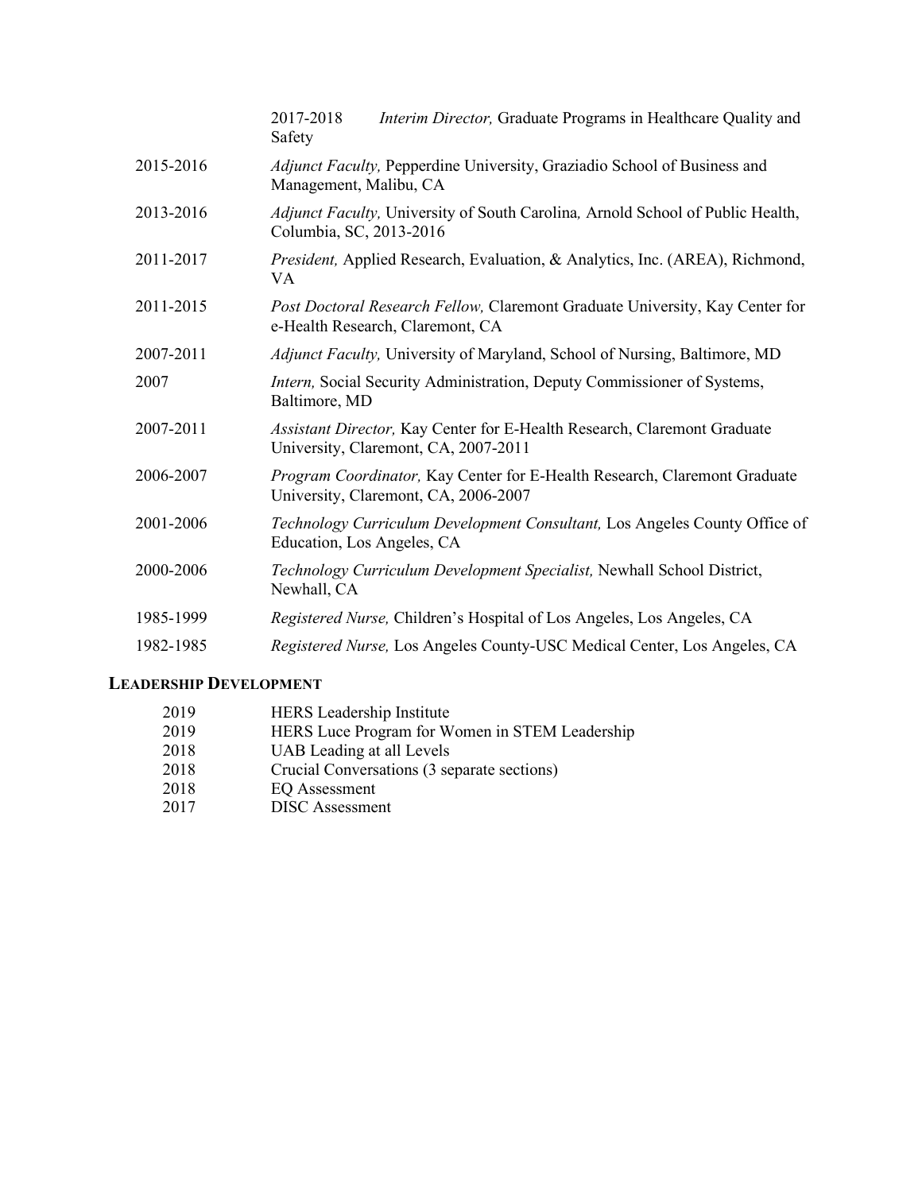2017-2018 *Interim Director,* Graduate Programs in Healthcare Quality and Safety

2015-2016 *Adjunct Faculty,* Pepperdine University, Graziadio School of Business and Management, Malibu, CA

2013-2016 *Adjunct Faculty,* University of South Carolina*,* Arnold School of Public Health, Columbia, SC, 2013-2016

2011-2017 *President,* Applied Research, Evaluation, & Analytics, Inc. (AREA), Richmond, VA

2011-2015 *Post Doctoral Research Fellow,* Claremont Graduate University, Kay Center for e-Health Research, Claremont, CA

2007-2011 *Adjunct Faculty,* University of Maryland, School of Nursing, Baltimore, MD

2007 *Intern,* Social Security Administration, Deputy Commissioner of Systems, Baltimore, MD

2007-2011 *Assistant Director,* Kay Center for E-Health Research, Claremont Graduate University, Claremont, CA, 2007-2011

2006-2007 *Program Coordinator,* Kay Center for E-Health Research, Claremont Graduate University, Claremont, CA, 2006-2007

2001-2006 *Technology Curriculum Development Consultant,* Los Angeles County Office of Education, Los Angeles, CA

2000-2006 *Technology Curriculum Development Specialist,* Newhall School District, Newhall, CA

1985-1999 *Registered Nurse,* Children's Hospital of Los Angeles, Los Angeles, CA

1982-1985 *Registered Nurse,* Los Angeles County-USC Medical Center, Los Angeles, CA

## LEADERSHIP DEVELOPMENT

2019 HERS Leadership Institute
2019 HERS Luce Program for Women in STEM Leadership
2018 UAB Leading at all Levels
2018 Crucial Conversations (3 separate sections)
2018 EQ Assessment
2017 DISC Assessment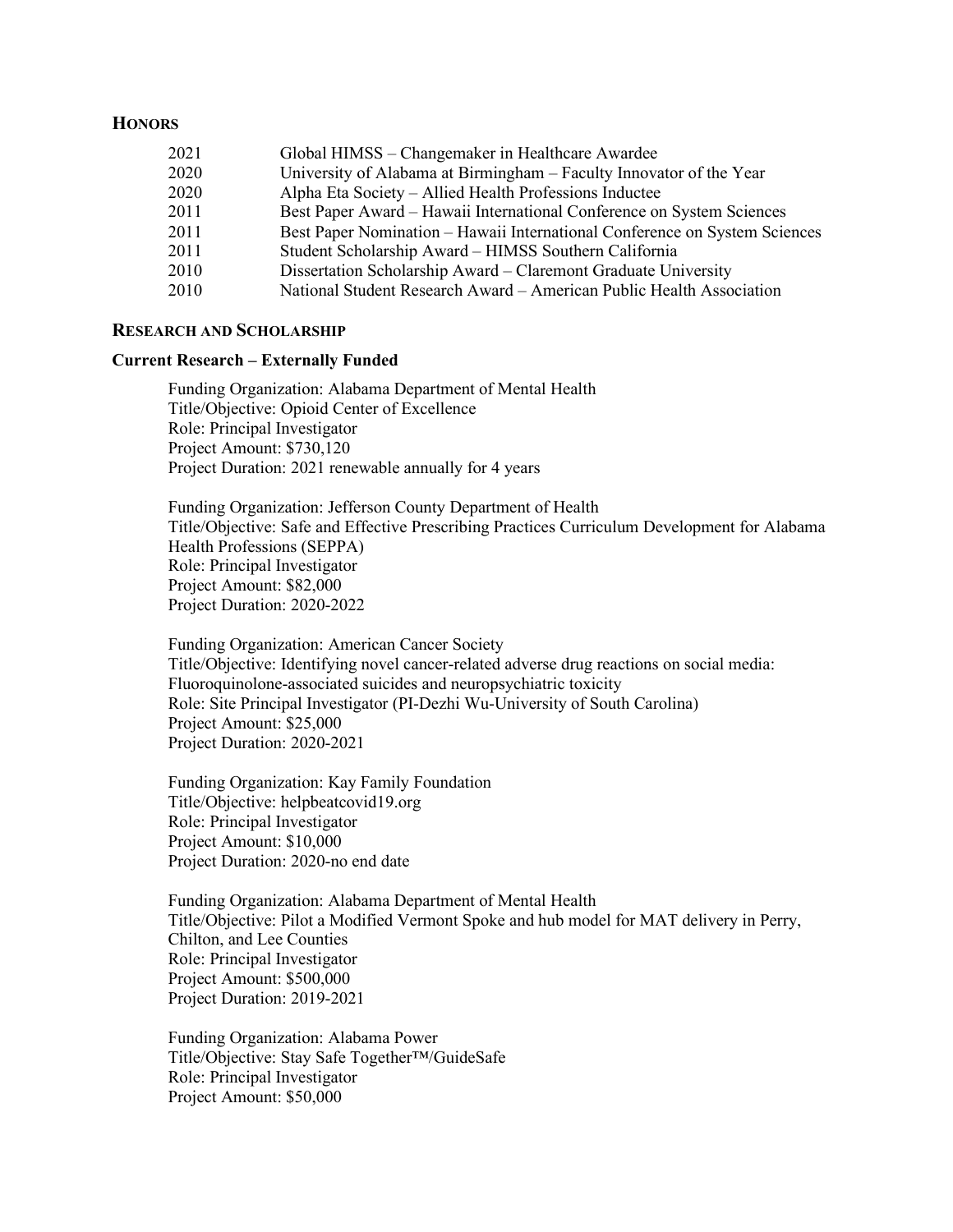## HONORS

| | |
|---|---|
| 2021 | Global HIMSS – Changemaker in Healthcare Awardee |
| 2020 | University of Alabama at Birmingham – Faculty Innovator of the Year |
| 2020 | Alpha Eta Society – Allied Health Professions Inductee |
| 2011 | Best Paper Award – Hawaii International Conference on System Sciences |
| 2011 | Best Paper Nomination – Hawaii International Conference on System Sciences |
| 2011 | Student Scholarship Award – HIMSS Southern California |
| 2010 | Dissertation Scholarship Award – Claremont Graduate University |
| 2010 | National Student Research Award – American Public Health Association |

## RESEARCH AND SCHOLARSHIP

### Current Research – Externally Funded

Funding Organization: Alabama Department of Mental Health
Title/Objective: Opioid Center of Excellence
Role: Principal Investigator
Project Amount: $730,120
Project Duration: 2021 renewable annually for 4 years

Funding Organization: Jefferson County Department of Health
Title/Objective: Safe and Effective Prescribing Practices Curriculum Development for Alabama Health Professions (SEPPA)
Role: Principal Investigator
Project Amount: $82,000
Project Duration: 2020-2022

Funding Organization: American Cancer Society
Title/Objective: Identifying novel cancer-related adverse drug reactions on social media: Fluoroquinolone-associated suicides and neuropsychiatric toxicity
Role: Site Principal Investigator (PI-Dezhi Wu-University of South Carolina)
Project Amount: $25,000
Project Duration: 2020-2021

Funding Organization: Kay Family Foundation
Title/Objective: helpbeatcovid19.org
Role: Principal Investigator
Project Amount: $10,000
Project Duration: 2020-no end date

Funding Organization: Alabama Department of Mental Health
Title/Objective: Pilot a Modified Vermont Spoke and hub model for MAT delivery in Perry, Chilton, and Lee Counties
Role: Principal Investigator
Project Amount: $500,000
Project Duration: 2019-2021

Funding Organization: Alabama Power
Title/Objective: Stay Safe Together™/GuideSafe
Role: Principal Investigator
Project Amount: $50,000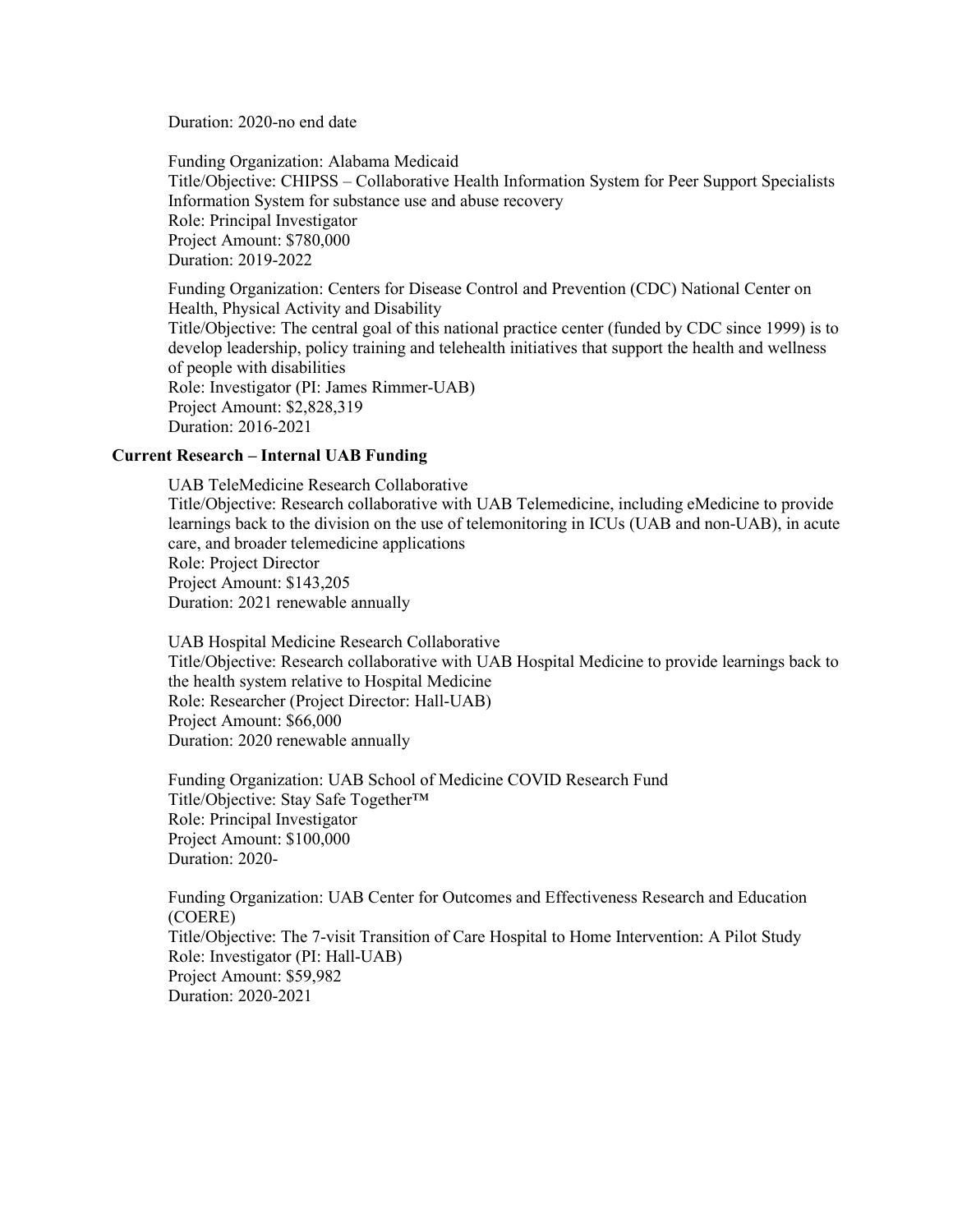Duration: 2020-no end date

Funding Organization: Alabama Medicaid
Title/Objective: CHIPSS – Collaborative Health Information System for Peer Support Specialists Information System for substance use and abuse recovery
Role: Principal Investigator
Project Amount: $780,000
Duration: 2019-2022

Funding Organization: Centers for Disease Control and Prevention (CDC) National Center on Health, Physical Activity and Disability
Title/Objective: The central goal of this national practice center (funded by CDC since 1999) is to develop leadership, policy training and telehealth initiatives that support the health and wellness of people with disabilities
Role: Investigator (PI: James Rimmer-UAB)
Project Amount: $2,828,319
Duration: 2016-2021

### Current Research – Internal UAB Funding

UAB TeleMedicine Research Collaborative
Title/Objective: Research collaborative with UAB Telemedicine, including eMedicine to provide learnings back to the division on the use of telemonitoring in ICUs (UAB and non-UAB), in acute care, and broader telemedicine applications
Role: Project Director
Project Amount: $143,205
Duration: 2021 renewable annually

UAB Hospital Medicine Research Collaborative
Title/Objective: Research collaborative with UAB Hospital Medicine to provide learnings back to the health system relative to Hospital Medicine
Role: Researcher (Project Director: Hall-UAB)
Project Amount: $66,000
Duration: 2020 renewable annually

Funding Organization: UAB School of Medicine COVID Research Fund
Title/Objective: Stay Safe Together™
Role: Principal Investigator
Project Amount: $100,000
Duration: 2020-

Funding Organization: UAB Center for Outcomes and Effectiveness Research and Education (COERE)
Title/Objective: The 7-visit Transition of Care Hospital to Home Intervention: A Pilot Study
Role: Investigator (PI: Hall-UAB)
Project Amount: $59,982
Duration: 2020-2021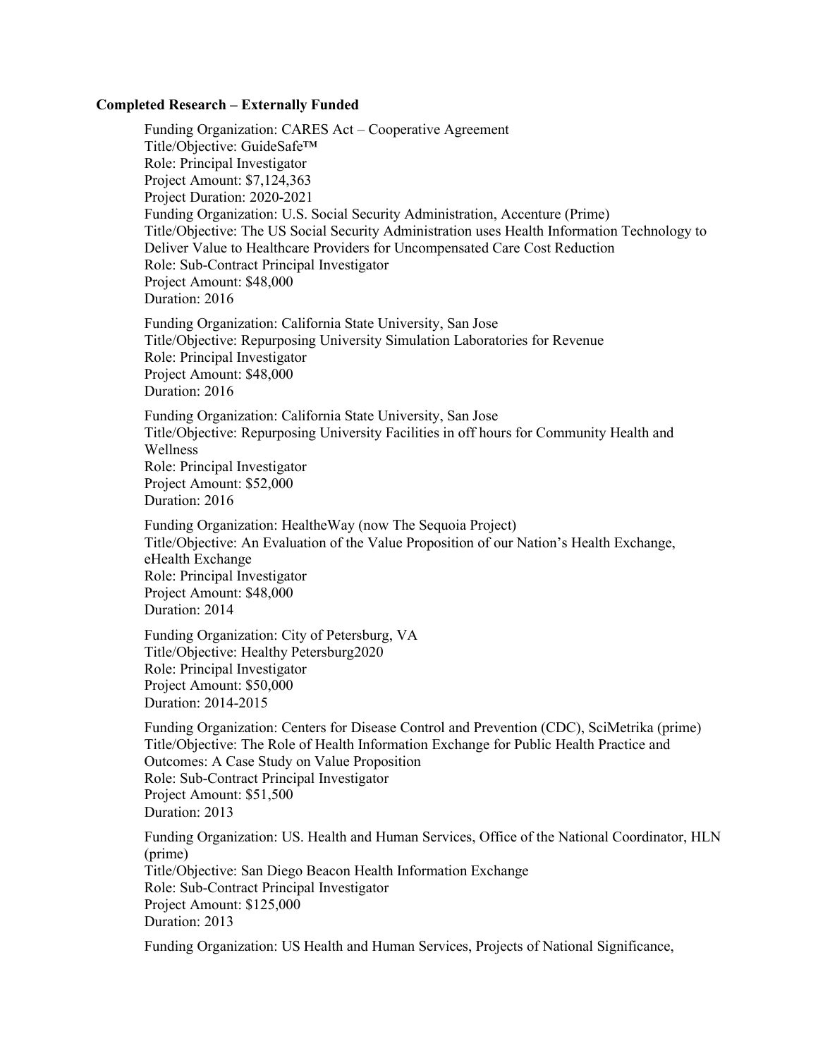**Completed Research – Externally Funded**

Funding Organization: CARES Act – Cooperative Agreement
Title/Objective: GuideSafe™
Role: Principal Investigator
Project Amount: $7,124,363
Project Duration: 2020-2021
Funding Organization: U.S. Social Security Administration, Accenture (Prime)
Title/Objective: The US Social Security Administration uses Health Information Technology to Deliver Value to Healthcare Providers for Uncompensated Care Cost Reduction
Role: Sub-Contract Principal Investigator
Project Amount: $48,000
Duration: 2016

Funding Organization: California State University, San Jose
Title/Objective: Repurposing University Simulation Laboratories for Revenue
Role: Principal Investigator
Project Amount: $48,000
Duration: 2016

Funding Organization: California State University, San Jose
Title/Objective: Repurposing University Facilities in off hours for Community Health and Wellness
Role: Principal Investigator
Project Amount: $52,000
Duration: 2016

Funding Organization: HealtheWay (now The Sequoia Project)
Title/Objective: An Evaluation of the Value Proposition of our Nation's Health Exchange, eHealth Exchange
Role: Principal Investigator
Project Amount: $48,000
Duration: 2014

Funding Organization: City of Petersburg, VA
Title/Objective: Healthy Petersburg2020
Role: Principal Investigator
Project Amount: $50,000
Duration: 2014-2015

Funding Organization: Centers for Disease Control and Prevention (CDC), SciMetrika (prime)
Title/Objective: The Role of Health Information Exchange for Public Health Practice and Outcomes: A Case Study on Value Proposition
Role: Sub-Contract Principal Investigator
Project Amount: $51,500
Duration: 2013

Funding Organization: US. Health and Human Services, Office of the National Coordinator, HLN (prime)
Title/Objective: San Diego Beacon Health Information Exchange
Role: Sub-Contract Principal Investigator
Project Amount: $125,000
Duration: 2013

Funding Organization: US Health and Human Services, Projects of National Significance,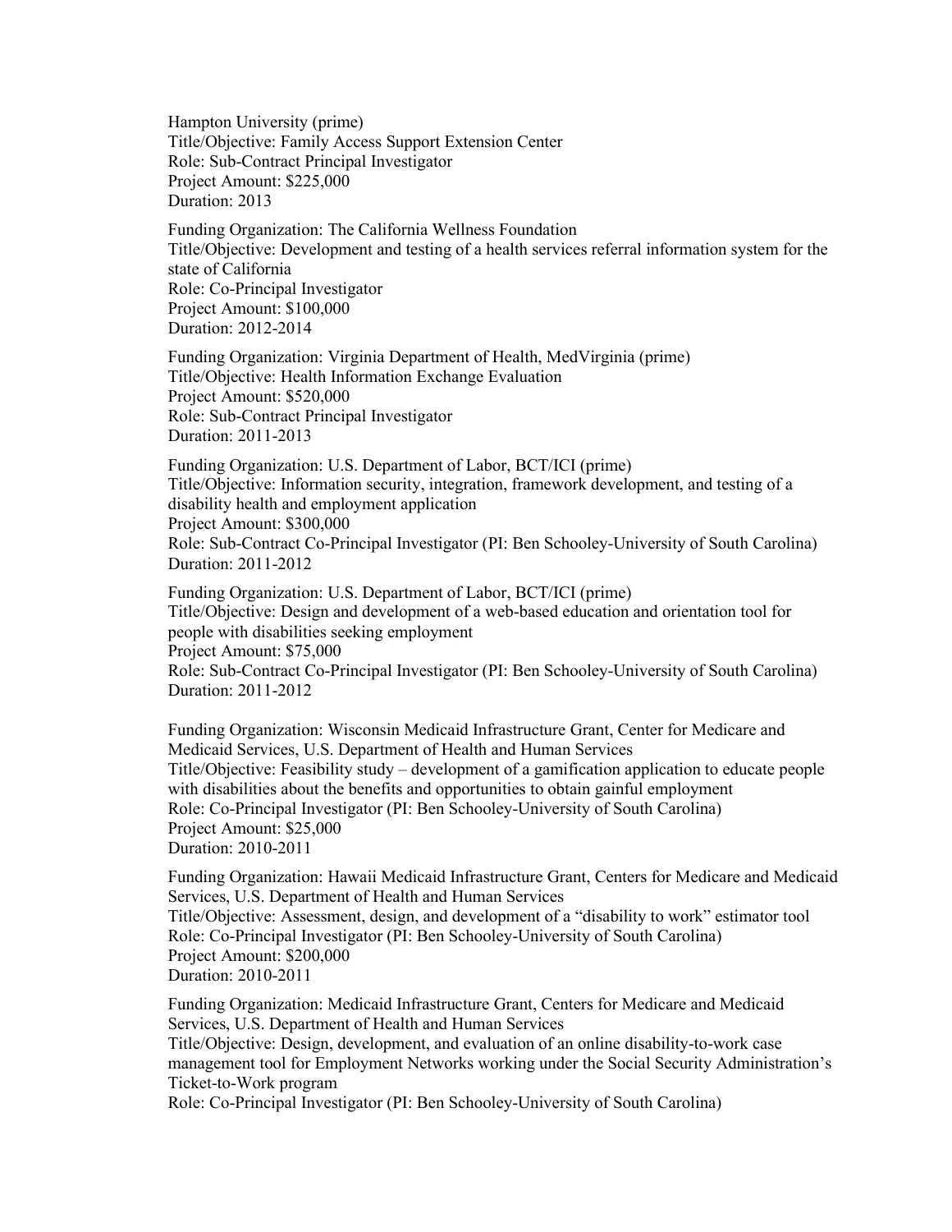Hampton University (prime)
Title/Objective: Family Access Support Extension Center
Role: Sub-Contract Principal Investigator
Project Amount: $225,000
Duration: 2013

Funding Organization: The California Wellness Foundation
Title/Objective: Development and testing of a health services referral information system for the state of California
Role: Co-Principal Investigator
Project Amount: $100,000
Duration: 2012-2014

Funding Organization: Virginia Department of Health, MedVirginia (prime)
Title/Objective: Health Information Exchange Evaluation
Project Amount: $520,000
Role: Sub-Contract Principal Investigator
Duration: 2011-2013

Funding Organization: U.S. Department of Labor, BCT/ICI (prime)
Title/Objective: Information security, integration, framework development, and testing of a disability health and employment application
Project Amount: $300,000
Role: Sub-Contract Co-Principal Investigator (PI: Ben Schooley-University of South Carolina)
Duration: 2011-2012

Funding Organization: U.S. Department of Labor, BCT/ICI (prime)
Title/Objective: Design and development of a web-based education and orientation tool for people with disabilities seeking employment
Project Amount: $75,000
Role: Sub-Contract Co-Principal Investigator (PI: Ben Schooley-University of South Carolina)
Duration: 2011-2012

Funding Organization: Wisconsin Medicaid Infrastructure Grant, Center for Medicare and Medicaid Services, U.S. Department of Health and Human Services
Title/Objective: Feasibility study – development of a gamification application to educate people with disabilities about the benefits and opportunities to obtain gainful employment
Role: Co-Principal Investigator (PI: Ben Schooley-University of South Carolina)
Project Amount: $25,000
Duration: 2010-2011

Funding Organization: Hawaii Medicaid Infrastructure Grant, Centers for Medicare and Medicaid Services, U.S. Department of Health and Human Services
Title/Objective: Assessment, design, and development of a "disability to work" estimator tool
Role: Co-Principal Investigator (PI: Ben Schooley-University of South Carolina)
Project Amount: $200,000
Duration: 2010-2011

Funding Organization: Medicaid Infrastructure Grant, Centers for Medicare and Medicaid Services, U.S. Department of Health and Human Services
Title/Objective: Design, development, and evaluation of an online disability-to-work case management tool for Employment Networks working under the Social Security Administration's Ticket-to-Work program
Role: Co-Principal Investigator (PI: Ben Schooley-University of South Carolina)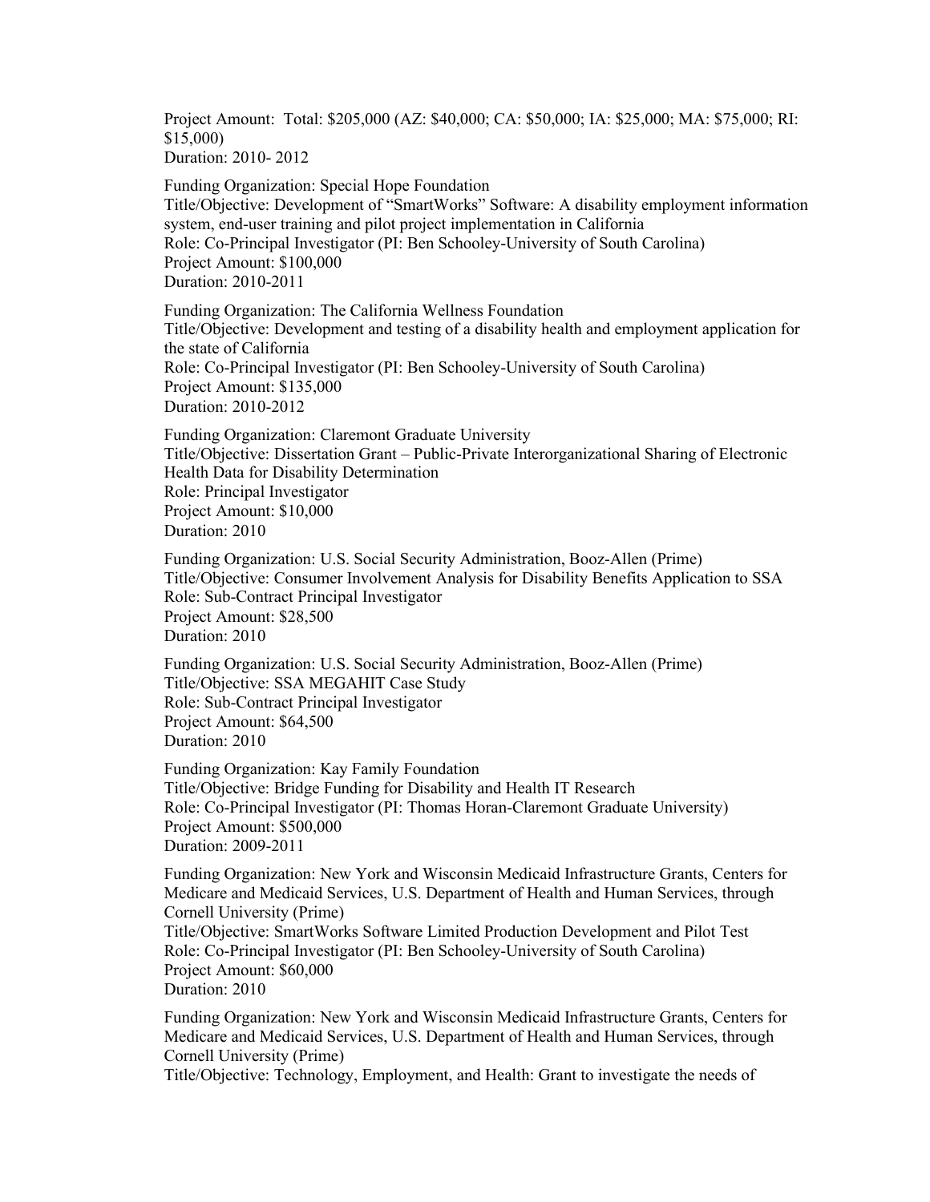Project Amount: Total: $205,000 (AZ: $40,000; CA: $50,000; IA: $25,000; MA: $75,000; RI: $15,000)
Duration: 2010- 2012

Funding Organization: Special Hope Foundation
Title/Objective: Development of "SmartWorks" Software: A disability employment information system, end-user training and pilot project implementation in California
Role: Co-Principal Investigator (PI: Ben Schooley-University of South Carolina)
Project Amount: $100,000
Duration: 2010-2011

Funding Organization: The California Wellness Foundation
Title/Objective: Development and testing of a disability health and employment application for the state of California
Role: Co-Principal Investigator (PI: Ben Schooley-University of South Carolina)
Project Amount: $135,000
Duration: 2010-2012

Funding Organization: Claremont Graduate University
Title/Objective: Dissertation Grant – Public-Private Interorganizational Sharing of Electronic Health Data for Disability Determination
Role: Principal Investigator
Project Amount: $10,000
Duration: 2010

Funding Organization: U.S. Social Security Administration, Booz-Allen (Prime)
Title/Objective: Consumer Involvement Analysis for Disability Benefits Application to SSA
Role: Sub-Contract Principal Investigator
Project Amount: $28,500
Duration: 2010

Funding Organization: U.S. Social Security Administration, Booz-Allen (Prime)
Title/Objective: SSA MEGAHIT Case Study
Role: Sub-Contract Principal Investigator
Project Amount: $64,500
Duration: 2010

Funding Organization: Kay Family Foundation
Title/Objective: Bridge Funding for Disability and Health IT Research
Role: Co-Principal Investigator (PI: Thomas Horan-Claremont Graduate University)
Project Amount: $500,000
Duration: 2009-2011

Funding Organization: New York and Wisconsin Medicaid Infrastructure Grants, Centers for Medicare and Medicaid Services, U.S. Department of Health and Human Services, through Cornell University (Prime)
Title/Objective: SmartWorks Software Limited Production Development and Pilot Test
Role: Co-Principal Investigator (PI: Ben Schooley-University of South Carolina)
Project Amount: $60,000
Duration: 2010

Funding Organization: New York and Wisconsin Medicaid Infrastructure Grants, Centers for Medicare and Medicaid Services, U.S. Department of Health and Human Services, through Cornell University (Prime)
Title/Objective: Technology, Employment, and Health: Grant to investigate the needs of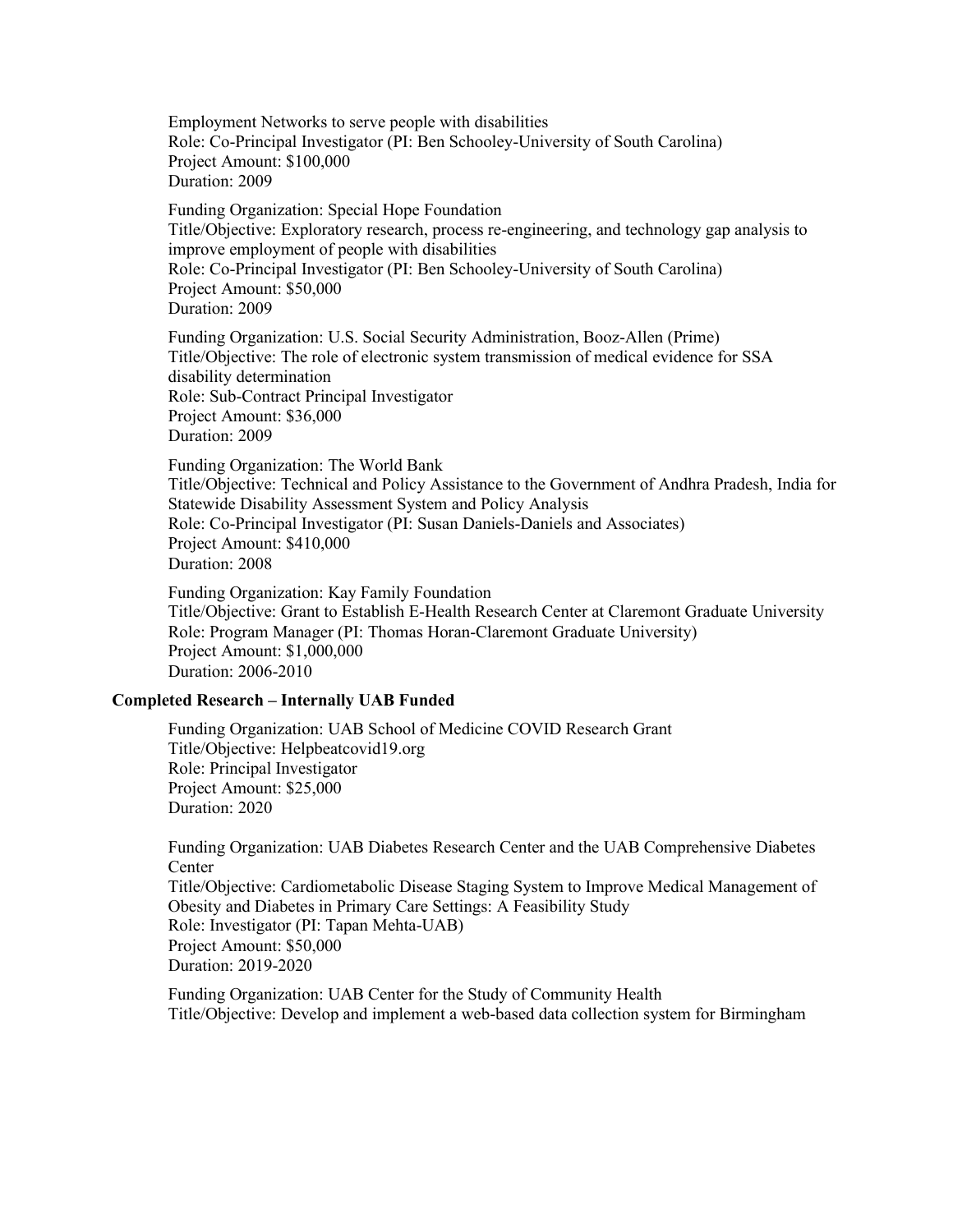Employment Networks to serve people with disabilities
Role: Co-Principal Investigator (PI: Ben Schooley-University of South Carolina)
Project Amount: $100,000
Duration: 2009

Funding Organization: Special Hope Foundation
Title/Objective: Exploratory research, process re-engineering, and technology gap analysis to improve employment of people with disabilities
Role: Co-Principal Investigator (PI: Ben Schooley-University of South Carolina)
Project Amount: $50,000
Duration: 2009

Funding Organization: U.S. Social Security Administration, Booz-Allen (Prime)
Title/Objective: The role of electronic system transmission of medical evidence for SSA disability determination
Role: Sub-Contract Principal Investigator
Project Amount: $36,000
Duration: 2009

Funding Organization: The World Bank
Title/Objective: Technical and Policy Assistance to the Government of Andhra Pradesh, India for Statewide Disability Assessment System and Policy Analysis
Role: Co-Principal Investigator (PI: Susan Daniels-Daniels and Associates)
Project Amount: $410,000
Duration: 2008

Funding Organization: Kay Family Foundation
Title/Objective: Grant to Establish E-Health Research Center at Claremont Graduate University
Role: Program Manager (PI: Thomas Horan-Claremont Graduate University)
Project Amount: $1,000,000
Duration: 2006-2010

**Completed Research – Internally UAB Funded**

Funding Organization: UAB School of Medicine COVID Research Grant
Title/Objective: Helpbeatcovid19.org
Role: Principal Investigator
Project Amount: $25,000
Duration: 2020

Funding Organization: UAB Diabetes Research Center and the UAB Comprehensive Diabetes Center
Title/Objective: Cardiometabolic Disease Staging System to Improve Medical Management of Obesity and Diabetes in Primary Care Settings: A Feasibility Study
Role: Investigator (PI: Tapan Mehta-UAB)
Project Amount: $50,000
Duration: 2019-2020

Funding Organization: UAB Center for the Study of Community Health
Title/Objective: Develop and implement a web-based data collection system for Birmingham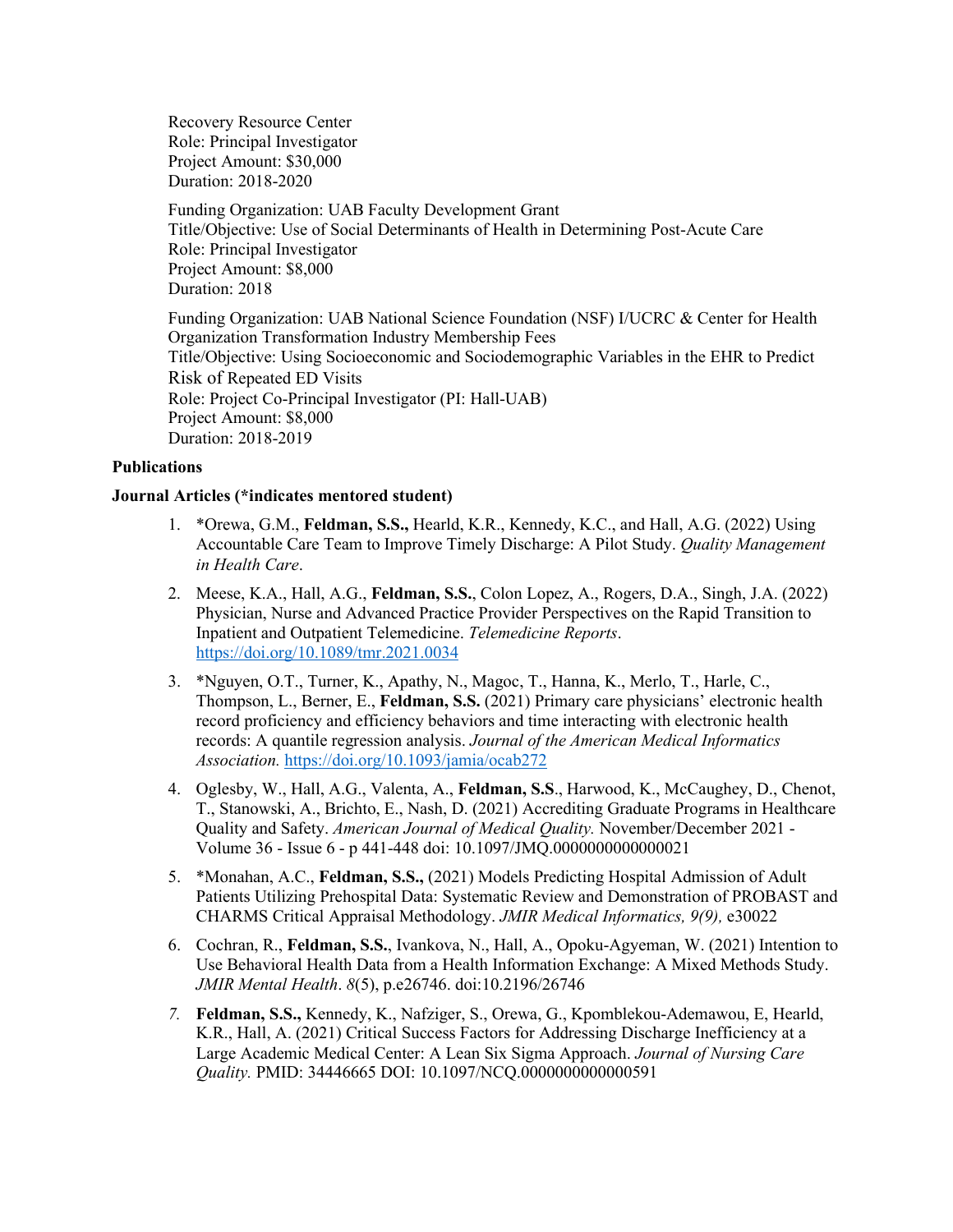Recovery Resource Center
Role: Principal Investigator
Project Amount: $30,000
Duration: 2018-2020

Funding Organization: UAB Faculty Development Grant
Title/Objective: Use of Social Determinants of Health in Determining Post-Acute Care
Role: Principal Investigator
Project Amount: $8,000
Duration: 2018

Funding Organization: UAB National Science Foundation (NSF) I/UCRC & Center for Health Organization Transformation Industry Membership Fees
Title/Objective: Using Socioeconomic and Sociodemographic Variables in the EHR to Predict Risk of Repeated ED Visits
Role: Project Co-Principal Investigator (PI: Hall-UAB)
Project Amount: $8,000
Duration: 2018-2019

**Publications**

**Journal Articles (*indicates mentored student)**

1. *Orewa, G.M., **Feldman, S.S.,** Hearld, K.R., Kennedy, K.C., and Hall, A.G. (2022) Using Accountable Care Team to Improve Timely Discharge: A Pilot Study. *Quality Management in Health Care*.
2. Meese, K.A., Hall, A.G., **Feldman, S.S.**, Colon Lopez, A., Rogers, D.A., Singh, J.A. (2022) Physician, Nurse and Advanced Practice Provider Perspectives on the Rapid Transition to Inpatient and Outpatient Telemedicine. *Telemedicine Reports*. https://doi.org/10.1089/tmr.2021.0034
3. *Nguyen, O.T., Turner, K., Apathy, N., Magoc, T., Hanna, K., Merlo, T., Harle, C., Thompson, L., Berner, E., **Feldman, S.S.** (2021) Primary care physicians' electronic health record proficiency and efficiency behaviors and time interacting with electronic health records: A quantile regression analysis. *Journal of the American Medical Informatics Association.* https://doi.org/10.1093/jamia/ocab272
4. Oglesby, W., Hall, A.G., Valenta, A., **Feldman, S.S**., Harwood, K., McCaughey, D., Chenot, T., Stanowski, A., Brichto, E., Nash, D. (2021) Accrediting Graduate Programs in Healthcare Quality and Safety. *American Journal of Medical Quality.* November/December 2021 - Volume 36 - Issue 6 - p 441-448 doi: 10.1097/JMQ.0000000000000021
5. *Monahan, A.C., **Feldman, S.S.,** (2021) Models Predicting Hospital Admission of Adult Patients Utilizing Prehospital Data: Systematic Review and Demonstration of PROBAST and CHARMS Critical Appraisal Methodology. *JMIR Medical Informatics, 9(9),* e30022
6. Cochran, R., **Feldman, S.S.**, Ivankova, N., Hall, A., Opoku-Agyeman, W. (2021) Intention to Use Behavioral Health Data from a Health Information Exchange: A Mixed Methods Study. *JMIR Mental Health*. *8*(5), p.e26746. doi:10.2196/26746
7. **Feldman, S.S.,** Kennedy, K., Nafziger, S., Orewa, G., Kpomblekou-Ademawou, E, Hearld, K.R., Hall, A. (2021) Critical Success Factors for Addressing Discharge Inefficiency at a Large Academic Medical Center: A Lean Six Sigma Approach. *Journal of Nursing Care Quality.* PMID: 34446665 DOI: 10.1097/NCQ.0000000000000591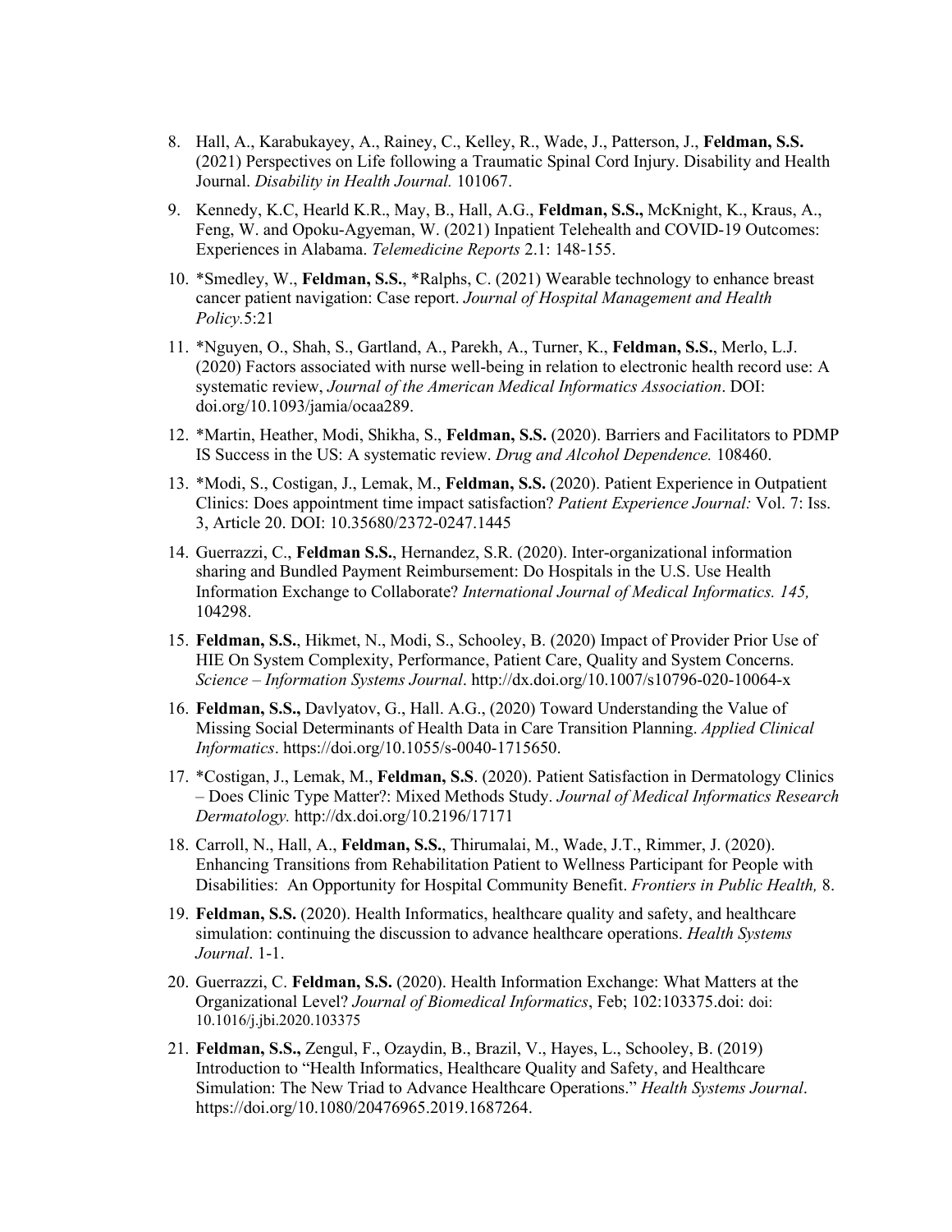8. Hall, A., Karabukayey, A., Rainey, C., Kelley, R., Wade, J., Patterson, J., **Feldman, S.S.** (2021) Perspectives on Life following a Traumatic Spinal Cord Injury. Disability and Health Journal. *Disability in Health Journal.* 101067.

9. Kennedy, K.C, Hearld K.R., May, B., Hall, A.G., **Feldman, S.S.,** McKnight, K., Kraus, A., Feng, W. and Opoku-Agyeman, W. (2021) Inpatient Telehealth and COVID-19 Outcomes: Experiences in Alabama. *Telemedicine Reports* 2.1: 148-155.

10. *Smedley, W., **Feldman, S.S.**, *Ralphs, C. (2021) Wearable technology to enhance breast cancer patient navigation: Case report. *Journal of Hospital Management and Health Policy.*5:21

11. *Nguyen, O., Shah, S., Gartland, A., Parekh, A., Turner, K., **Feldman, S.S.**, Merlo, L.J. (2020) Factors associated with nurse well-being in relation to electronic health record use: A systematic review, *Journal of the American Medical Informatics Association*. DOI: doi.org/10.1093/jamia/ocaa289.

12. *Martin, Heather, Modi, Shikha, S., **Feldman, S.S.** (2020). Barriers and Facilitators to PDMP IS Success in the US: A systematic review. *Drug and Alcohol Dependence.* 108460.

13. *Modi, S., Costigan, J., Lemak, M., **Feldman, S.S.** (2020). Patient Experience in Outpatient Clinics: Does appointment time impact satisfaction? *Patient Experience Journal:* Vol. 7: Iss. 3, Article 20. DOI: 10.35680/2372-0247.1445

14. Guerrazzi, C., **Feldman S.S.**, Hernandez, S.R. (2020). Inter-organizational information sharing and Bundled Payment Reimbursement: Do Hospitals in the U.S. Use Health Information Exchange to Collaborate? *International Journal of Medical Informatics. 145,* 104298.

15. **Feldman, S.S.**, Hikmet, N., Modi, S., Schooley, B. (2020) Impact of Provider Prior Use of HIE On System Complexity, Performance, Patient Care, Quality and System Concerns. *Science – Information Systems Journal*. http://dx.doi.org/10.1007/s10796-020-10064-x

16. **Feldman, S.S.,** Davlyatov, G., Hall. A.G., (2020) Toward Understanding the Value of Missing Social Determinants of Health Data in Care Transition Planning. *Applied Clinical Informatics*. https://doi.org/10.1055/s-0040-1715650.

17. *Costigan, J., Lemak, M., **Feldman, S.S**. (2020). Patient Satisfaction in Dermatology Clinics – Does Clinic Type Matter?: Mixed Methods Study. *Journal of Medical Informatics Research Dermatology.* http://dx.doi.org/10.2196/17171

18. Carroll, N., Hall, A., **Feldman, S.S.**, Thirumalai, M., Wade, J.T., Rimmer, J. (2020). Enhancing Transitions from Rehabilitation Patient to Wellness Participant for People with Disabilities: An Opportunity for Hospital Community Benefit. *Frontiers in Public Health,* 8.

19. **Feldman, S.S.** (2020). Health Informatics, healthcare quality and safety, and healthcare simulation: continuing the discussion to advance healthcare operations. *Health Systems Journal*. 1-1.

20. Guerrazzi, C. **Feldman, S.S.** (2020). Health Information Exchange: What Matters at the Organizational Level? *Journal of Biomedical Informatics*, Feb; 102:103375.doi: doi: 10.1016/j.jbi.2020.103375

21. **Feldman, S.S.,** Zengul, F., Ozaydin, B., Brazil, V., Hayes, L., Schooley, B. (2019) Introduction to "Health Informatics, Healthcare Quality and Safety, and Healthcare Simulation: The New Triad to Advance Healthcare Operations." *Health Systems Journal*. https://doi.org/10.1080/20476965.2019.1687264.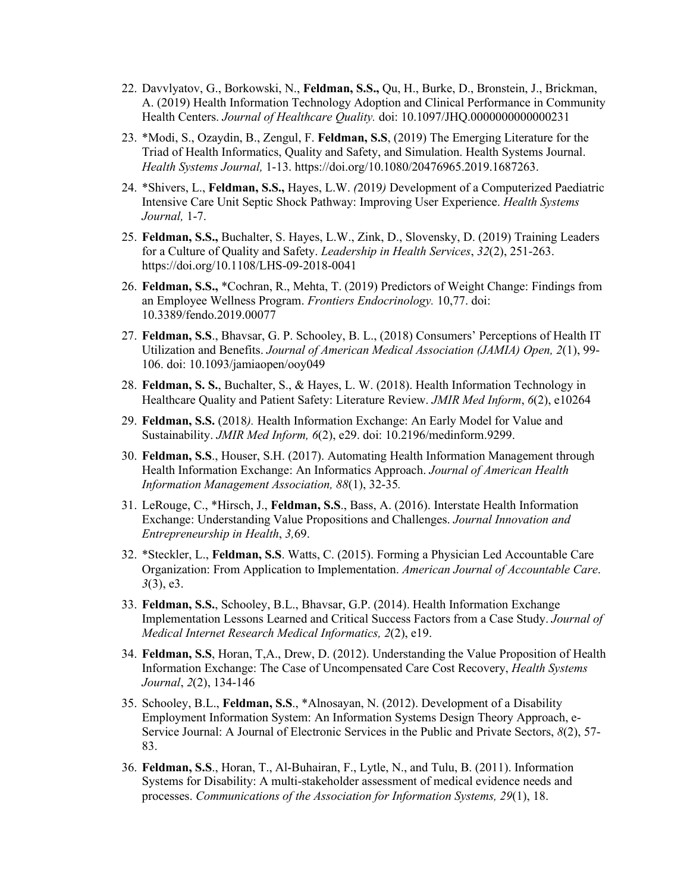22. Davvlyatov, G., Borkowski, N., **Feldman, S.S.,** Qu, H., Burke, D., Bronstein, J., Brickman, A. (2019) Health Information Technology Adoption and Clinical Performance in Community Health Centers. *Journal of Healthcare Quality.* doi: 10.1097/JHQ.0000000000000231

23. *Modi, S., Ozaydin, B., Zengul, F. **Feldman, S.S**, (2019) The Emerging Literature for the Triad of Health Informatics, Quality and Safety, and Simulation. Health Systems Journal. *Health Systems Journal,* 1-13. https://doi.org/10.1080/20476965.2019.1687263.

24. *Shivers, L., **Feldman, S.S.,** Hayes, L.W. *(*2019*)* Development of a Computerized Paediatric Intensive Care Unit Septic Shock Pathway: Improving User Experience. *Health Systems Journal,* 1-7.

25. **Feldman, S.S.,** Buchalter, S. Hayes, L.W., Zink, D., Slovensky, D. (2019) Training Leaders for a Culture of Quality and Safety. *Leadership in Health Services*, *32*(2), 251-263. https://doi.org/10.1108/LHS-09-2018-0041

26. **Feldman, S.S.,** *Cochran, R., Mehta, T. (2019) Predictors of Weight Change: Findings from an Employee Wellness Program. *Frontiers Endocrinology.* 10,77. doi: 10.3389/fendo.2019.00077

27. **Feldman, S.S**., Bhavsar, G. P. Schooley, B. L., (2018) Consumers' Perceptions of Health IT Utilization and Benefits. *Journal of American Medical Association (JAMIA) Open, 2*(1), 99-106. doi: 10.1093/jamiaopen/ooy049

28. **Feldman, S. S.**, Buchalter, S., & Hayes, L. W. (2018). Health Information Technology in Healthcare Quality and Patient Safety: Literature Review. *JMIR Med Inform*, *6*(2), e10264

29. **Feldman, S.S.** (2018*).* Health Information Exchange: An Early Model for Value and Sustainability. *JMIR Med Inform, 6*(2), e29. doi: 10.2196/medinform.9299.

30. **Feldman, S.S**., Houser, S.H. (2017). Automating Health Information Management through Health Information Exchange: An Informatics Approach. *Journal of American Health Information Management Association, 88*(1), 32-35*.*

31. LeRouge, C., *Hirsch, J., **Feldman, S.S**., Bass, A. (2016). Interstate Health Information Exchange: Understanding Value Propositions and Challenges. *Journal Innovation and Entrepreneurship in Health*, *3,*69.

32. *Steckler, L., **Feldman, S.S**. Watts, C. (2015). Forming a Physician Led Accountable Care Organization: From Application to Implementation. *American Journal of Accountable Care*. *3*(3), e3.

33. **Feldman, S.S.**, Schooley, B.L., Bhavsar, G.P. (2014). Health Information Exchange Implementation Lessons Learned and Critical Success Factors from a Case Study. *Journal of Medical Internet Research Medical Informatics, 2*(2), e19.

34. **Feldman, S.S**, Horan, T,A., Drew, D. (2012). Understanding the Value Proposition of Health Information Exchange: The Case of Uncompensated Care Cost Recovery, *Health Systems Journal*, *2*(2), 134-146

35. Schooley, B.L., **Feldman, S.S**., *Alnosayan, N. (2012). Development of a Disability Employment Information System: An Information Systems Design Theory Approach, e-Service Journal: A Journal of Electronic Services in the Public and Private Sectors, *8*(2), 57-83.

36. **Feldman, S.S**., Horan, T., Al-Buhairan, F., Lytle, N., and Tulu, B. (2011). Information Systems for Disability: A multi-stakeholder assessment of medical evidence needs and processes. *Communications of the Association for Information Systems, 29*(1), 18.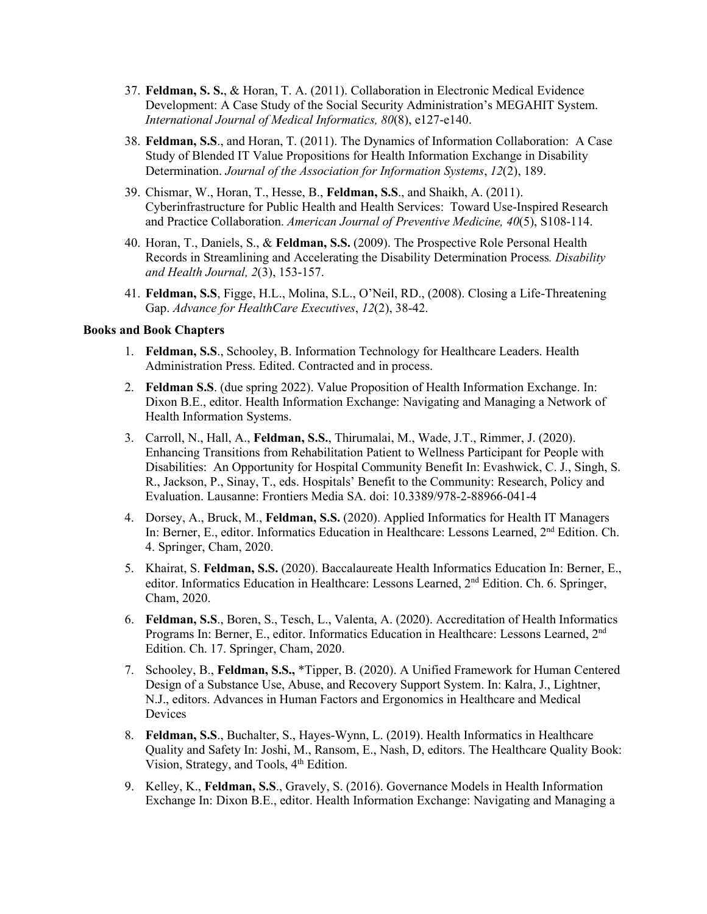37. **Feldman, S. S.**, & Horan, T. A. (2011). Collaboration in Electronic Medical Evidence Development: A Case Study of the Social Security Administration's MEGAHIT System. *International Journal of Medical Informatics, 80*(8), e127-e140.

38. **Feldman, S.S**., and Horan, T. (2011). The Dynamics of Information Collaboration: A Case Study of Blended IT Value Propositions for Health Information Exchange in Disability Determination. *Journal of the Association for Information Systems*, *12*(2), 189.

39. Chismar, W., Horan, T., Hesse, B., **Feldman, S.S**., and Shaikh, A. (2011). Cyberinfrastructure for Public Health and Health Services: Toward Use-Inspired Research and Practice Collaboration. *American Journal of Preventive Medicine, 40*(5), S108-114.

40. Horan, T., Daniels, S., & **Feldman, S.S.** (2009). The Prospective Role Personal Health Records in Streamlining and Accelerating the Disability Determination Process*. Disability and Health Journal, 2*(3), 153-157.

41. **Feldman, S.S**, Figge, H.L., Molina, S.L., O'Neil, RD., (2008). Closing a Life-Threatening Gap. *Advance for HealthCare Executives*, *12*(2), 38-42.

**Books and Book Chapters**

1. **Feldman, S.S**., Schooley, B. Information Technology for Healthcare Leaders. Health Administration Press. Edited. Contracted and in process.

2. **Feldman S.S**. (due spring 2022). Value Proposition of Health Information Exchange. In: Dixon B.E., editor. Health Information Exchange: Navigating and Managing a Network of Health Information Systems.

3. Carroll, N., Hall, A., **Feldman, S.S.**, Thirumalai, M., Wade, J.T., Rimmer, J. (2020). Enhancing Transitions from Rehabilitation Patient to Wellness Participant for People with Disabilities: An Opportunity for Hospital Community Benefit In: Evashwick, C. J., Singh, S. R., Jackson, P., Sinay, T., eds. Hospitals' Benefit to the Community: Research, Policy and Evaluation. Lausanne: Frontiers Media SA. doi: 10.3389/978-2-88966-041-4

4. Dorsey, A., Bruck, M., **Feldman, S.S.** (2020). Applied Informatics for Health IT Managers In: Berner, E., editor. Informatics Education in Healthcare: Lessons Learned, 2nd Edition. Ch. 4. Springer, Cham, 2020.

5. Khairat, S. **Feldman, S.S.** (2020). Baccalaureate Health Informatics Education In: Berner, E., editor. Informatics Education in Healthcare: Lessons Learned, 2nd Edition. Ch. 6. Springer, Cham, 2020.

6. **Feldman, S.S**., Boren, S., Tesch, L., Valenta, A. (2020). Accreditation of Health Informatics Programs In: Berner, E., editor. Informatics Education in Healthcare: Lessons Learned, 2nd Edition. Ch. 17. Springer, Cham, 2020.

7. Schooley, B., **Feldman, S.S.,** *Tipper, B. (2020). A Unified Framework for Human Centered Design of a Substance Use, Abuse, and Recovery Support System. In: Kalra, J., Lightner, N.J., editors. Advances in Human Factors and Ergonomics in Healthcare and Medical Devices

8. **Feldman, S.S**., Buchalter, S., Hayes-Wynn, L. (2019). Health Informatics in Healthcare Quality and Safety In: Joshi, M., Ransom, E., Nash, D, editors. The Healthcare Quality Book: Vision, Strategy, and Tools, 4th Edition.

9. Kelley, K., **Feldman, S.S**., Gravely, S. (2016). Governance Models in Health Information Exchange In: Dixon B.E., editor. Health Information Exchange: Navigating and Managing a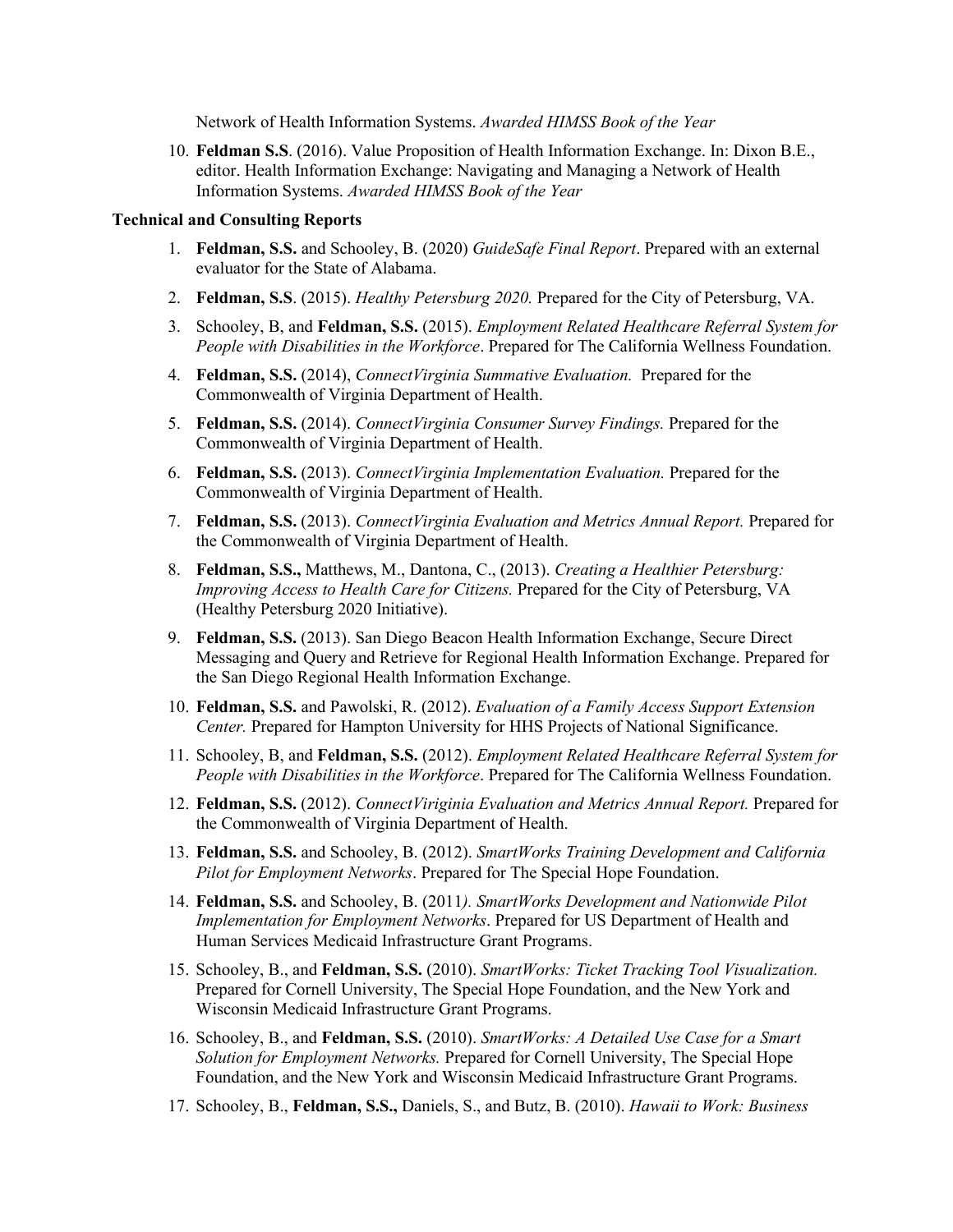Network of Health Information Systems. *Awarded HIMSS Book of the Year*

10. **Feldman S.S**. (2016). Value Proposition of Health Information Exchange. In: Dixon B.E., editor. Health Information Exchange: Navigating and Managing a Network of Health Information Systems. *Awarded HIMSS Book of the Year*

**Technical and Consulting Reports**

1. **Feldman, S.S.** and Schooley, B. (2020) *GuideSafe Final Report*. Prepared with an external evaluator for the State of Alabama.
2. **Feldman, S.S**. (2015). *Healthy Petersburg 2020.* Prepared for the City of Petersburg, VA.
3. Schooley, B, and **Feldman, S.S.** (2015). *Employment Related Healthcare Referral System for People with Disabilities in the Workforce*. Prepared for The California Wellness Foundation.
4. **Feldman, S.S.** (2014), *ConnectVirginia Summative Evaluation.* Prepared for the Commonwealth of Virginia Department of Health.
5. **Feldman, S.S.** (2014). *ConnectVirginia Consumer Survey Findings.* Prepared for the Commonwealth of Virginia Department of Health.
6. **Feldman, S.S.** (2013). *ConnectVirginia Implementation Evaluation.* Prepared for the Commonwealth of Virginia Department of Health.
7. **Feldman, S.S.** (2013). *ConnectVirginia Evaluation and Metrics Annual Report.* Prepared for the Commonwealth of Virginia Department of Health.
8. **Feldman, S.S.,** Matthews, M., Dantona, C., (2013). *Creating a Healthier Petersburg: Improving Access to Health Care for Citizens.* Prepared for the City of Petersburg, VA (Healthy Petersburg 2020 Initiative).
9. **Feldman, S.S.** (2013). San Diego Beacon Health Information Exchange, Secure Direct Messaging and Query and Retrieve for Regional Health Information Exchange. Prepared for the San Diego Regional Health Information Exchange.
10. **Feldman, S.S.** and Pawolski, R. (2012). *Evaluation of a Family Access Support Extension Center.* Prepared for Hampton University for HHS Projects of National Significance.
11. Schooley, B, and **Feldman, S.S.** (2012). *Employment Related Healthcare Referral System for People with Disabilities in the Workforce*. Prepared for The California Wellness Foundation.
12. **Feldman, S.S.** (2012). *ConnectViriginia Evaluation and Metrics Annual Report.* Prepared for the Commonwealth of Virginia Department of Health.
13. **Feldman, S.S.** and Schooley, B. (2012). *SmartWorks Training Development and California Pilot for Employment Networks*. Prepared for The Special Hope Foundation.
14. **Feldman, S.S.** and Schooley, B. (2011*). SmartWorks Development and Nationwide Pilot Implementation for Employment Networks*. Prepared for US Department of Health and Human Services Medicaid Infrastructure Grant Programs.
15. Schooley, B., and **Feldman, S.S.** (2010). *SmartWorks: Ticket Tracking Tool Visualization.* Prepared for Cornell University, The Special Hope Foundation, and the New York and Wisconsin Medicaid Infrastructure Grant Programs.
16. Schooley, B., and **Feldman, S.S.** (2010). *SmartWorks: A Detailed Use Case for a Smart Solution for Employment Networks.* Prepared for Cornell University, The Special Hope Foundation, and the New York and Wisconsin Medicaid Infrastructure Grant Programs.
17. Schooley, B., **Feldman, S.S.,** Daniels, S., and Butz, B. (2010). *Hawaii to Work: Business*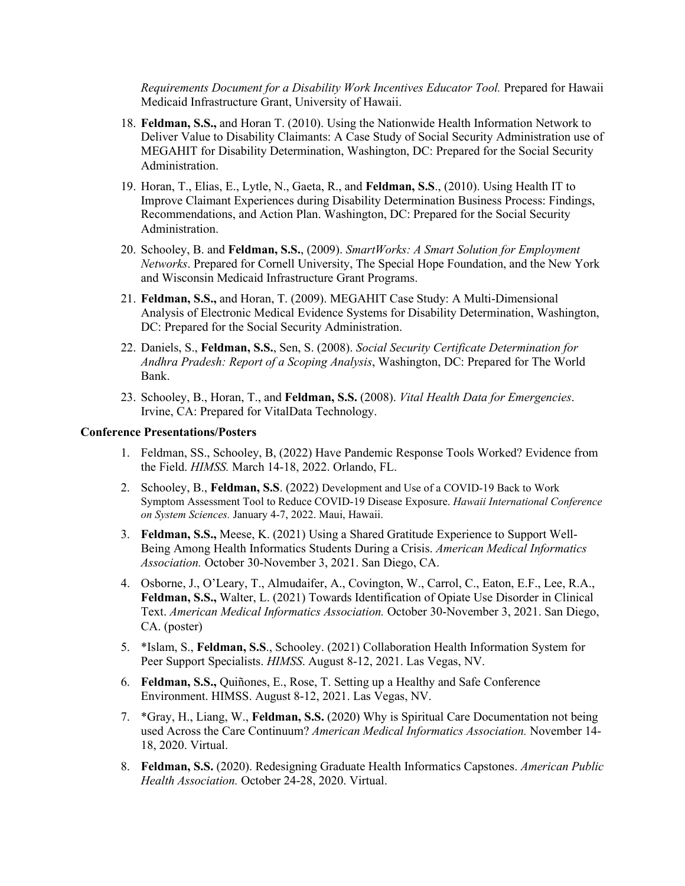*Requirements Document for a Disability Work Incentives Educator Tool.* Prepared for Hawaii Medicaid Infrastructure Grant, University of Hawaii.

18. **Feldman, S.S.,** and Horan T. (2010). Using the Nationwide Health Information Network to Deliver Value to Disability Claimants: A Case Study of Social Security Administration use of MEGAHIT for Disability Determination, Washington, DC: Prepared for the Social Security Administration.

19. Horan, T., Elias, E., Lytle, N., Gaeta, R., and **Feldman, S.S**., (2010). Using Health IT to Improve Claimant Experiences during Disability Determination Business Process: Findings, Recommendations, and Action Plan. Washington, DC: Prepared for the Social Security Administration.

20. Schooley, B. and **Feldman, S.S.**, (2009). *SmartWorks: A Smart Solution for Employment Networks*. Prepared for Cornell University, The Special Hope Foundation, and the New York and Wisconsin Medicaid Infrastructure Grant Programs.

21. **Feldman, S.S.,** and Horan, T. (2009). MEGAHIT Case Study: A Multi-Dimensional Analysis of Electronic Medical Evidence Systems for Disability Determination, Washington, DC: Prepared for the Social Security Administration.

22. Daniels, S., **Feldman, S.S.**, Sen, S. (2008). *Social Security Certificate Determination for Andhra Pradesh: Report of a Scoping Analysis*, Washington, DC: Prepared for The World Bank.

23. Schooley, B., Horan, T., and **Feldman, S.S.** (2008). *Vital Health Data for Emergencies*. Irvine, CA: Prepared for VitalData Technology.

**Conference Presentations/Posters**

1. Feldman, SS., Schooley, B, (2022) Have Pandemic Response Tools Worked? Evidence from the Field. *HIMSS.* March 14-18, 2022. Orlando, FL.

2. Schooley, B., **Feldman, S.S**. (2022) Development and Use of a COVID-19 Back to Work Symptom Assessment Tool to Reduce COVID-19 Disease Exposure. *Hawaii International Conference on System Sciences.* January 4-7, 2022. Maui, Hawaii.

3. **Feldman, S.S.,** Meese, K. (2021) Using a Shared Gratitude Experience to Support Well-Being Among Health Informatics Students During a Crisis. *American Medical Informatics Association.* October 30-November 3, 2021. San Diego, CA.

4. Osborne, J., O'Leary, T., Almudaifer, A., Covington, W., Carrol, C., Eaton, E.F., Lee, R.A., **Feldman, S.S.,** Walter, L. (2021) Towards Identification of Opiate Use Disorder in Clinical Text. *American Medical Informatics Association.* October 30-November 3, 2021. San Diego, CA. (poster)

5. *Islam, S., **Feldman, S.S**., Schooley. (2021) Collaboration Health Information System for Peer Support Specialists. *HIMSS*. August 8-12, 2021. Las Vegas, NV.

6. **Feldman, S.S.,** Quiñones, E., Rose, T. Setting up a Healthy and Safe Conference Environment. HIMSS. August 8-12, 2021. Las Vegas, NV.

7. *Gray, H., Liang, W., **Feldman, S.S.** (2020) Why is Spiritual Care Documentation not being used Across the Care Continuum? *American Medical Informatics Association.* November 14-18, 2020. Virtual.

8. **Feldman, S.S.** (2020). Redesigning Graduate Health Informatics Capstones. *American Public Health Association.* October 24-28, 2020. Virtual.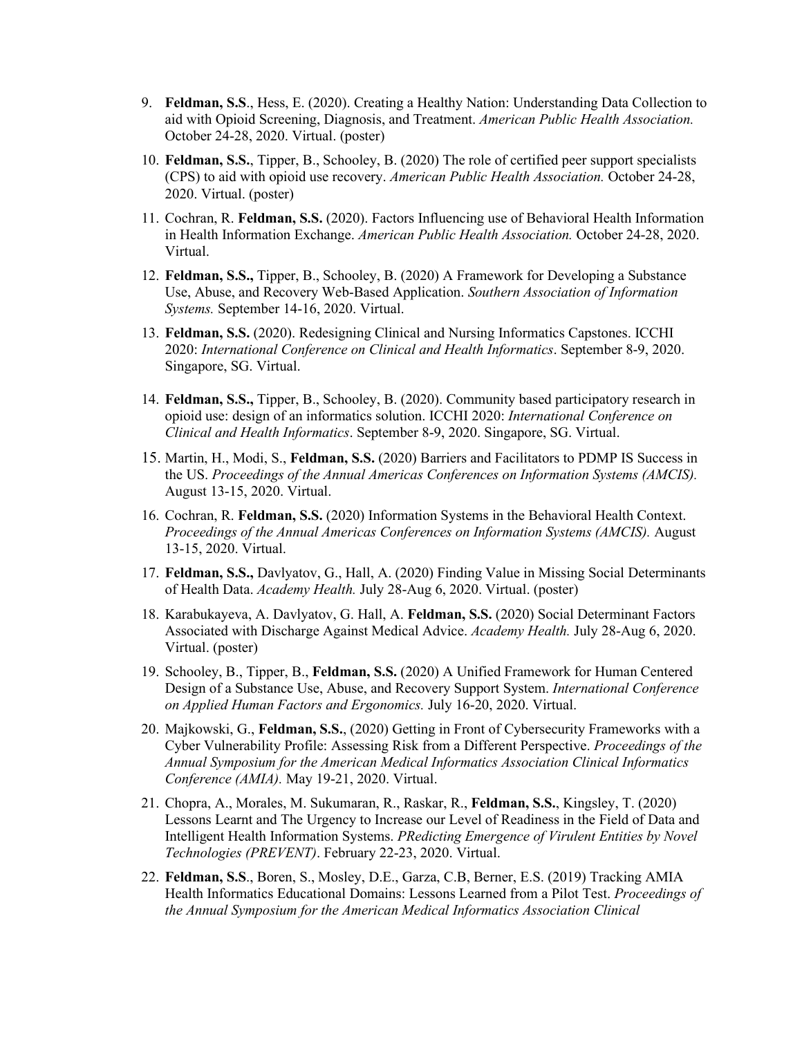9. **Feldman, S.S**., Hess, E. (2020). Creating a Healthy Nation: Understanding Data Collection to aid with Opioid Screening, Diagnosis, and Treatment. *American Public Health Association.* October 24-28, 2020. Virtual. (poster)

10. **Feldman, S.S.**, Tipper, B., Schooley, B. (2020) The role of certified peer support specialists (CPS) to aid with opioid use recovery. *American Public Health Association.* October 24-28, 2020. Virtual. (poster)

11. Cochran, R. **Feldman, S.S.** (2020). Factors Influencing use of Behavioral Health Information in Health Information Exchange. *American Public Health Association.* October 24-28, 2020. Virtual.

12. **Feldman, S.S.,** Tipper, B., Schooley, B. (2020) A Framework for Developing a Substance Use, Abuse, and Recovery Web-Based Application. *Southern Association of Information Systems.* September 14-16, 2020. Virtual.

13. **Feldman, S.S.** (2020). Redesigning Clinical and Nursing Informatics Capstones. ICCHI 2020: *International Conference on Clinical and Health Informatics*. September 8-9, 2020. Singapore, SG. Virtual.

14. **Feldman, S.S.,** Tipper, B., Schooley, B. (2020). Community based participatory research in opioid use: design of an informatics solution. ICCHI 2020: *International Conference on Clinical and Health Informatics*. September 8-9, 2020. Singapore, SG. Virtual.

15. Martin, H., Modi, S., **Feldman, S.S.** (2020) Barriers and Facilitators to PDMP IS Success in the US. *Proceedings of the Annual Americas Conferences on Information Systems (AMCIS).* August 13-15, 2020. Virtual.

16. Cochran, R. **Feldman, S.S.** (2020) Information Systems in the Behavioral Health Context. *Proceedings of the Annual Americas Conferences on Information Systems (AMCIS).* August 13-15, 2020. Virtual.

17. **Feldman, S.S.,** Davlyatov, G., Hall, A. (2020) Finding Value in Missing Social Determinants of Health Data. *Academy Health.* July 28-Aug 6, 2020. Virtual. (poster)

18. Karabukayeva, A. Davlyatov, G. Hall, A. **Feldman, S.S.** (2020) Social Determinant Factors Associated with Discharge Against Medical Advice. *Academy Health.* July 28-Aug 6, 2020. Virtual. (poster)

19. Schooley, B., Tipper, B., **Feldman, S.S.** (2020) A Unified Framework for Human Centered Design of a Substance Use, Abuse, and Recovery Support System. *International Conference on Applied Human Factors and Ergonomics.* July 16-20, 2020. Virtual.

20. Majkowski, G., **Feldman, S.S.**, (2020) Getting in Front of Cybersecurity Frameworks with a Cyber Vulnerability Profile: Assessing Risk from a Different Perspective. *Proceedings of the Annual Symposium for the American Medical Informatics Association Clinical Informatics Conference (AMIA).* May 19-21, 2020. Virtual.

21. Chopra, A., Morales, M. Sukumaran, R., Raskar, R., **Feldman, S.S.**, Kingsley, T. (2020) Lessons Learnt and The Urgency to Increase our Level of Readiness in the Field of Data and Intelligent Health Information Systems. *PRedicting Emergence of Virulent Entities by Novel Technologies (PREVENT)*. February 22-23, 2020. Virtual.

22. **Feldman, S.S**., Boren, S., Mosley, D.E., Garza, C.B, Berner, E.S. (2019) Tracking AMIA Health Informatics Educational Domains: Lessons Learned from a Pilot Test. *Proceedings of the Annual Symposium for the American Medical Informatics Association Clinical*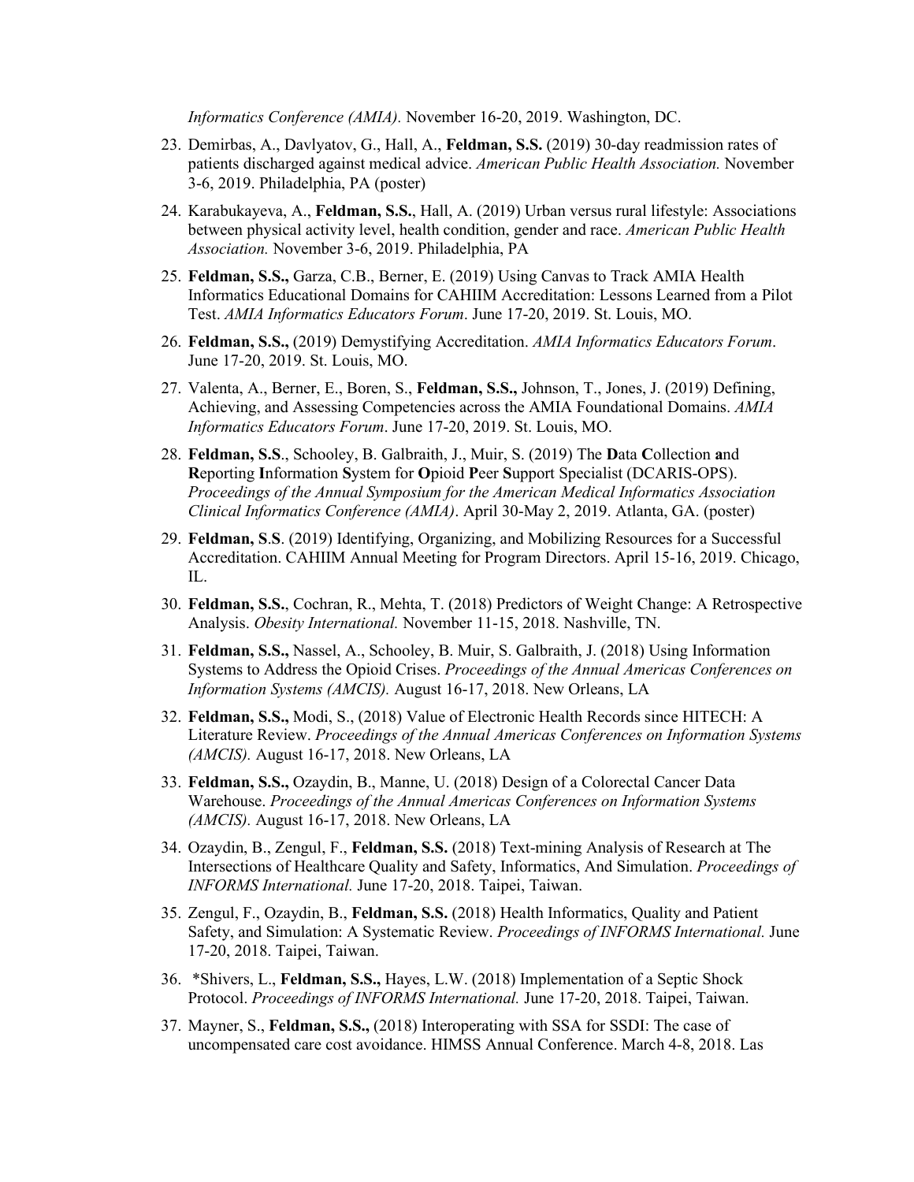*Informatics Conference (AMIA).* November 16-20, 2019. Washington, DC.

23. Demirbas, A., Davlyatov, G., Hall, A., **Feldman, S.S.** (2019) 30-day readmission rates of patients discharged against medical advice. *American Public Health Association.* November 3-6, 2019. Philadelphia, PA (poster)
24. Karabukayeva, A., **Feldman, S.S.**, Hall, A. (2019) Urban versus rural lifestyle: Associations between physical activity level, health condition, gender and race. *American Public Health Association.* November 3-6, 2019. Philadelphia, PA
25. **Feldman, S.S.,** Garza, C.B., Berner, E. (2019) Using Canvas to Track AMIA Health Informatics Educational Domains for CAHIIM Accreditation: Lessons Learned from a Pilot Test. *AMIA Informatics Educators Forum*. June 17-20, 2019. St. Louis, MO.
26. **Feldman, S.S.,** (2019) Demystifying Accreditation. *AMIA Informatics Educators Forum*. June 17-20, 2019. St. Louis, MO.
27. Valenta, A., Berner, E., Boren, S., **Feldman, S.S.,** Johnson, T., Jones, J. (2019) Defining, Achieving, and Assessing Competencies across the AMIA Foundational Domains. *AMIA Informatics Educators Forum*. June 17-20, 2019. St. Louis, MO.
28. **Feldman, S.S**., Schooley, B. Galbraith, J., Muir, S. (2019) The **D**ata **C**ollection **a**nd **R**eporting **I**nformation **S**ystem for **O**pioid **P**eer **S**upport Specialist (DCARIS-OPS). *Proceedings of the Annual Symposium for the American Medical Informatics Association Clinical Informatics Conference (AMIA)*. April 30-May 2, 2019. Atlanta, GA. (poster)
29. **Feldman, S**.**S**. (2019) Identifying, Organizing, and Mobilizing Resources for a Successful Accreditation. CAHIIM Annual Meeting for Program Directors. April 15-16, 2019. Chicago, IL.
30. **Feldman, S.S.**, Cochran, R., Mehta, T. (2018) Predictors of Weight Change: A Retrospective Analysis. *Obesity International.* November 11-15, 2018. Nashville, TN.
31. **Feldman, S.S.,** Nassel, A., Schooley, B. Muir, S. Galbraith, J. (2018) Using Information Systems to Address the Opioid Crises. *Proceedings of the Annual Americas Conferences on Information Systems (AMCIS).* August 16-17, 2018. New Orleans, LA
32. **Feldman, S.S.,** Modi, S., (2018) Value of Electronic Health Records since HITECH: A Literature Review. *Proceedings of the Annual Americas Conferences on Information Systems (AMCIS).* August 16-17, 2018. New Orleans, LA
33. **Feldman, S.S.,** Ozaydin, B., Manne, U. (2018) Design of a Colorectal Cancer Data Warehouse. *Proceedings of the Annual Americas Conferences on Information Systems (AMCIS).* August 16-17, 2018. New Orleans, LA
34. Ozaydin, B., Zengul, F., **Feldman, S.S.** (2018) Text-mining Analysis of Research at The Intersections of Healthcare Quality and Safety, Informatics, And Simulation. *Proceedings of INFORMS International.* June 17-20, 2018. Taipei, Taiwan.
35. Zengul, F., Ozaydin, B., **Feldman, S.S.** (2018) Health Informatics, Quality and Patient Safety, and Simulation: A Systematic Review. *Proceedings of INFORMS International.* June 17-20, 2018. Taipei, Taiwan.
36. *Shivers, L., **Feldman, S.S.,** Hayes, L.W. (2018) Implementation of a Septic Shock Protocol. *Proceedings of INFORMS International.* June 17-20, 2018. Taipei, Taiwan.
37. Mayner, S., **Feldman, S.S.,** (2018) Interoperating with SSA for SSDI: The case of uncompensated care cost avoidance. HIMSS Annual Conference. March 4-8, 2018. Las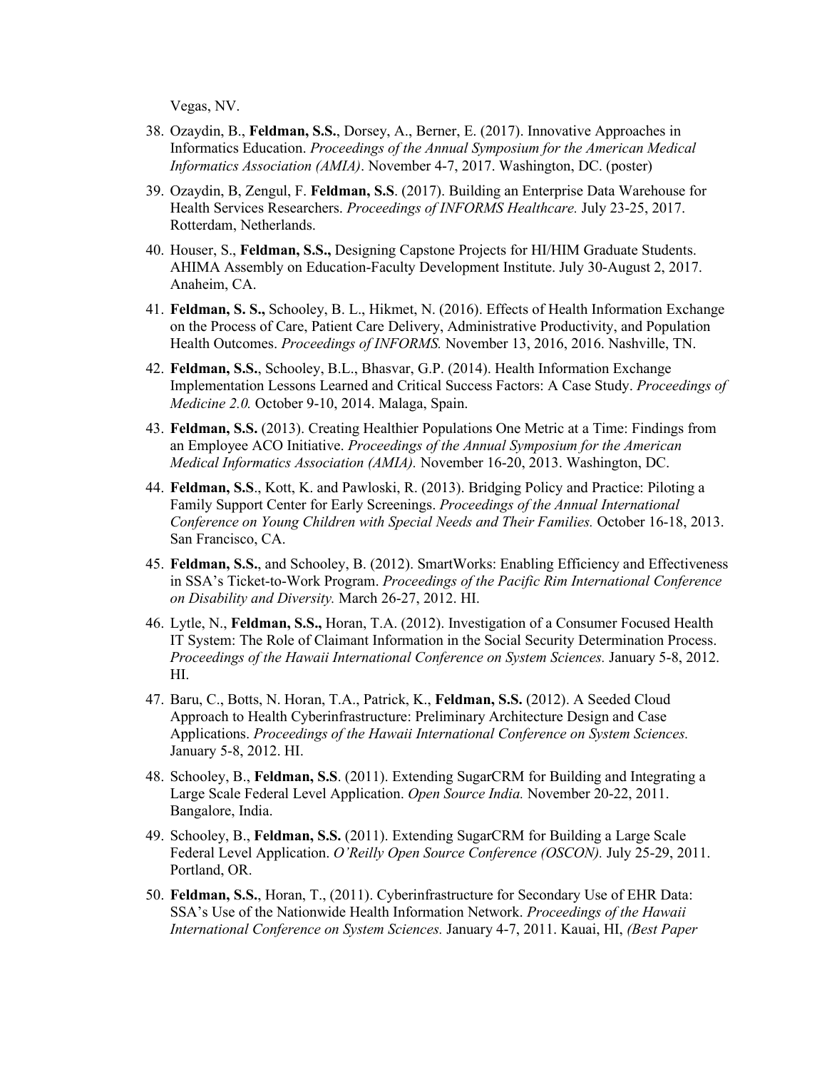Vegas, NV.

38. Ozaydin, B., **Feldman, S.S.**, Dorsey, A., Berner, E. (2017). Innovative Approaches in Informatics Education. *Proceedings of the Annual Symposium for the American Medical Informatics Association (AMIA)*. November 4-7, 2017. Washington, DC. (poster)

39. Ozaydin, B, Zengul, F. **Feldman, S.S**. (2017). Building an Enterprise Data Warehouse for Health Services Researchers. *Proceedings of INFORMS Healthcare.* July 23-25, 2017. Rotterdam, Netherlands.

40. Houser, S., **Feldman, S.S.,** Designing Capstone Projects for HI/HIM Graduate Students. AHIMA Assembly on Education-Faculty Development Institute. July 30-August 2, 2017. Anaheim, CA.

41. **Feldman, S. S.,** Schooley, B. L., Hikmet, N. (2016). Effects of Health Information Exchange on the Process of Care, Patient Care Delivery, Administrative Productivity, and Population Health Outcomes. *Proceedings of INFORMS.* November 13, 2016, 2016. Nashville, TN.

42. **Feldman, S.S.**, Schooley, B.L., Bhasvar, G.P. (2014). Health Information Exchange Implementation Lessons Learned and Critical Success Factors: A Case Study. *Proceedings of Medicine 2.0.* October 9-10, 2014. Malaga, Spain.

43. **Feldman, S.S.** (2013). Creating Healthier Populations One Metric at a Time: Findings from an Employee ACO Initiative. *Proceedings of the Annual Symposium for the American Medical Informatics Association (AMIA).* November 16-20, 2013. Washington, DC.

44. **Feldman, S.S**., Kott, K. and Pawloski, R. (2013). Bridging Policy and Practice: Piloting a Family Support Center for Early Screenings. *Proceedings of the Annual International Conference on Young Children with Special Needs and Their Families.* October 16-18, 2013. San Francisco, CA.

45. **Feldman, S.S.**, and Schooley, B. (2012). SmartWorks: Enabling Efficiency and Effectiveness in SSA's Ticket-to-Work Program. *Proceedings of the Pacific Rim International Conference on Disability and Diversity.* March 26-27, 2012. HI.

46. Lytle, N., **Feldman, S.S.,** Horan, T.A. (2012). Investigation of a Consumer Focused Health IT System: The Role of Claimant Information in the Social Security Determination Process. *Proceedings of the Hawaii International Conference on System Sciences.* January 5-8, 2012. HI.

47. Baru, C., Botts, N. Horan, T.A., Patrick, K., **Feldman, S.S.** (2012). A Seeded Cloud Approach to Health Cyberinfrastructure: Preliminary Architecture Design and Case Applications. *Proceedings of the Hawaii International Conference on System Sciences.* January 5-8, 2012. HI.

48. Schooley, B., **Feldman, S.S**. (2011). Extending SugarCRM for Building and Integrating a Large Scale Federal Level Application. *Open Source India.* November 20-22, 2011. Bangalore, India.

49. Schooley, B., **Feldman, S.S.** (2011). Extending SugarCRM for Building a Large Scale Federal Level Application. *O'Reilly Open Source Conference (OSCON).* July 25-29, 2011. Portland, OR.

50. **Feldman, S.S.**, Horan, T., (2011). Cyberinfrastructure for Secondary Use of EHR Data: SSA's Use of the Nationwide Health Information Network. *Proceedings of the Hawaii International Conference on System Sciences.* January 4-7, 2011. Kauai, HI, *(Best Paper*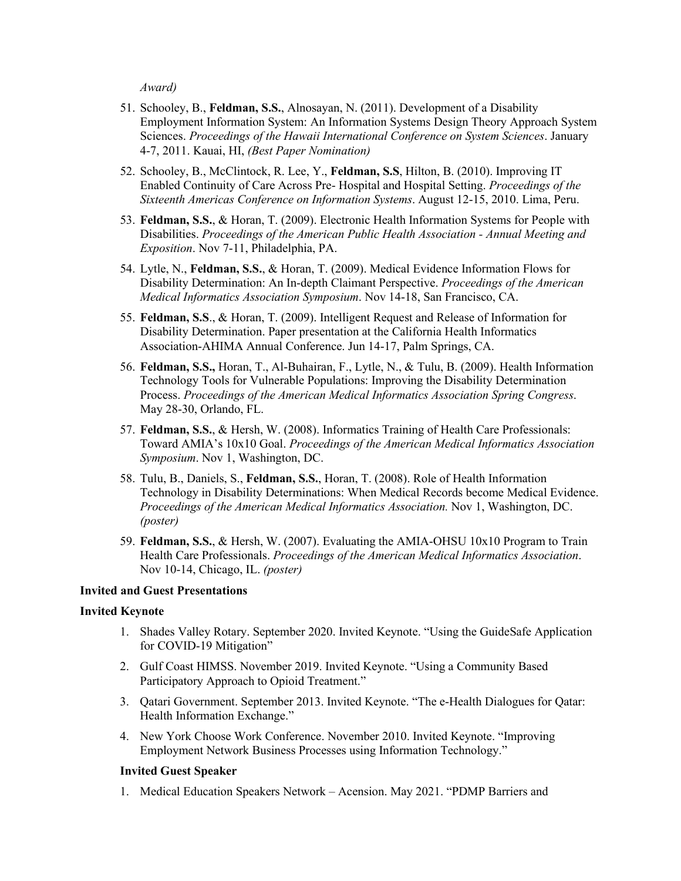*Award)*

51. Schooley, B., **Feldman, S.S.**, Alnosayan, N. (2011). Development of a Disability Employment Information System: An Information Systems Design Theory Approach System Sciences. *Proceedings of the Hawaii International Conference on System Sciences*. January 4-7, 2011. Kauai, HI, *(Best Paper Nomination)*

52. Schooley, B., McClintock, R. Lee, Y., **Feldman, S.S**, Hilton, B. (2010). Improving IT Enabled Continuity of Care Across Pre- Hospital and Hospital Setting. *Proceedings of the Sixteenth Americas Conference on Information Systems*. August 12-15, 2010. Lima, Peru.

53. **Feldman, S.S.**, & Horan, T. (2009). Electronic Health Information Systems for People with Disabilities. *Proceedings of the American Public Health Association - Annual Meeting and Exposition*. Nov 7-11, Philadelphia, PA.

54. Lytle, N., **Feldman, S.S.**, & Horan, T. (2009). Medical Evidence Information Flows for Disability Determination: An In-depth Claimant Perspective. *Proceedings of the American Medical Informatics Association Symposium*. Nov 14-18, San Francisco, CA.

55. **Feldman, S.S**., & Horan, T. (2009). Intelligent Request and Release of Information for Disability Determination. Paper presentation at the California Health Informatics Association-AHIMA Annual Conference. Jun 14-17, Palm Springs, CA.

56. **Feldman, S.S.,** Horan, T., Al-Buhairan, F., Lytle, N., & Tulu, B. (2009). Health Information Technology Tools for Vulnerable Populations: Improving the Disability Determination Process. *Proceedings of the American Medical Informatics Association Spring Congress*. May 28-30, Orlando, FL.

57. **Feldman, S.S.**, & Hersh, W. (2008). Informatics Training of Health Care Professionals: Toward AMIA's 10x10 Goal. *Proceedings of the American Medical Informatics Association Symposium*. Nov 1, Washington, DC.

58. Tulu, B., Daniels, S., **Feldman, S.S.**, Horan, T. (2008). Role of Health Information Technology in Disability Determinations: When Medical Records become Medical Evidence. *Proceedings of the American Medical Informatics Association.* Nov 1, Washington, DC. *(poster)*

59. **Feldman, S.S.**, & Hersh, W. (2007). Evaluating the AMIA-OHSU 10x10 Program to Train Health Care Professionals. *Proceedings of the American Medical Informatics Association*. Nov 10-14, Chicago, IL. *(poster)*

**Invited and Guest Presentations**

**Invited Keynote**

1. Shades Valley Rotary. September 2020. Invited Keynote. "Using the GuideSafe Application for COVID-19 Mitigation"
2. Gulf Coast HIMSS. November 2019. Invited Keynote. "Using a Community Based Participatory Approach to Opioid Treatment."
3. Qatari Government. September 2013. Invited Keynote. "The e-Health Dialogues for Qatar: Health Information Exchange."
4. New York Choose Work Conference. November 2010. Invited Keynote. "Improving Employment Network Business Processes using Information Technology."

**Invited Guest Speaker**

1. Medical Education Speakers Network – Acension. May 2021. "PDMP Barriers and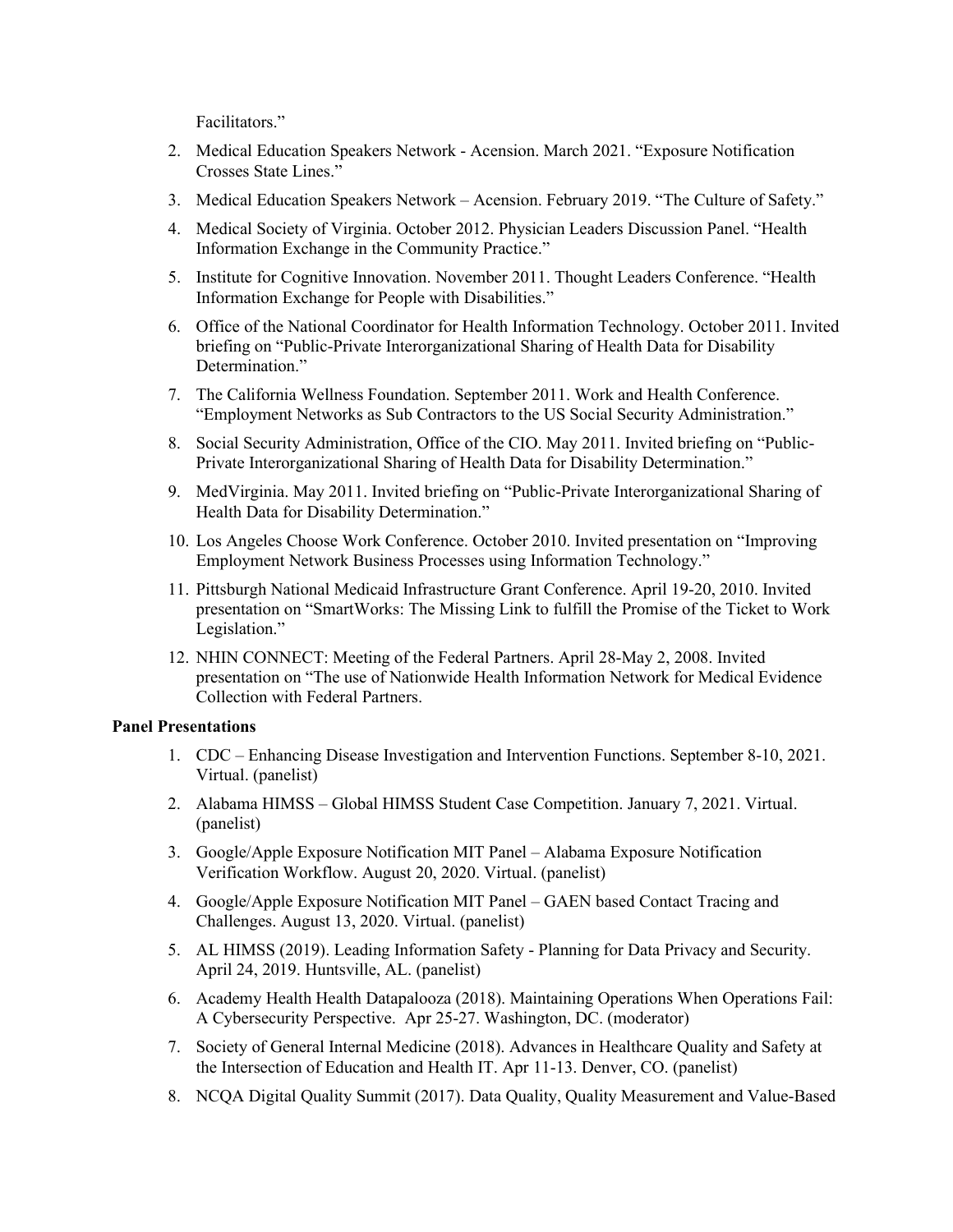Facilitators."

2. Medical Education Speakers Network - Acension. March 2021. "Exposure Notification Crosses State Lines."
3. Medical Education Speakers Network – Acension. February 2019. "The Culture of Safety."
4. Medical Society of Virginia. October 2012. Physician Leaders Discussion Panel. "Health Information Exchange in the Community Practice."
5. Institute for Cognitive Innovation. November 2011. Thought Leaders Conference. "Health Information Exchange for People with Disabilities."
6. Office of the National Coordinator for Health Information Technology. October 2011. Invited briefing on "Public-Private Interorganizational Sharing of Health Data for Disability Determination."
7. The California Wellness Foundation. September 2011. Work and Health Conference. "Employment Networks as Sub Contractors to the US Social Security Administration."
8. Social Security Administration, Office of the CIO. May 2011. Invited briefing on "Public-Private Interorganizational Sharing of Health Data for Disability Determination."
9. MedVirginia. May 2011. Invited briefing on "Public-Private Interorganizational Sharing of Health Data for Disability Determination."
10. Los Angeles Choose Work Conference. October 2010. Invited presentation on "Improving Employment Network Business Processes using Information Technology."
11. Pittsburgh National Medicaid Infrastructure Grant Conference. April 19-20, 2010. Invited presentation on "SmartWorks: The Missing Link to fulfill the Promise of the Ticket to Work Legislation."
12. NHIN CONNECT: Meeting of the Federal Partners. April 28-May 2, 2008. Invited presentation on "The use of Nationwide Health Information Network for Medical Evidence Collection with Federal Partners.

**Panel Presentations**

1. CDC – Enhancing Disease Investigation and Intervention Functions. September 8-10, 2021. Virtual. (panelist)
2. Alabama HIMSS – Global HIMSS Student Case Competition. January 7, 2021. Virtual. (panelist)
3. Google/Apple Exposure Notification MIT Panel – Alabama Exposure Notification Verification Workflow. August 20, 2020. Virtual. (panelist)
4. Google/Apple Exposure Notification MIT Panel – GAEN based Contact Tracing and Challenges. August 13, 2020. Virtual. (panelist)
5. AL HIMSS (2019). Leading Information Safety - Planning for Data Privacy and Security. April 24, 2019. Huntsville, AL. (panelist)
6. Academy Health Health Datapalooza (2018). Maintaining Operations When Operations Fail: A Cybersecurity Perspective. Apr 25-27. Washington, DC. (moderator)
7. Society of General Internal Medicine (2018). Advances in Healthcare Quality and Safety at the Intersection of Education and Health IT. Apr 11-13. Denver, CO. (panelist)
8. NCQA Digital Quality Summit (2017). Data Quality, Quality Measurement and Value-Based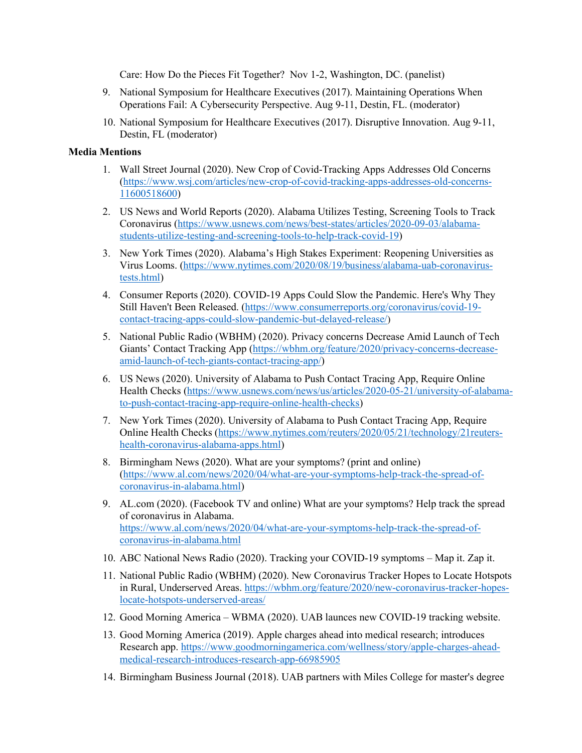Care: How Do the Pieces Fit Together? Nov 1-2, Washington, DC. (panelist)

9. National Symposium for Healthcare Executives (2017). Maintaining Operations When Operations Fail: A Cybersecurity Perspective. Aug 9-11, Destin, FL. (moderator)
10. National Symposium for Healthcare Executives (2017). Disruptive Innovation. Aug 9-11, Destin, FL (moderator)

**Media Mentions**

1. Wall Street Journal (2020). New Crop of Covid-Tracking Apps Addresses Old Concerns (https://www.wsj.com/articles/new-crop-of-covid-tracking-apps-addresses-old-concerns-11600518600)
2. US News and World Reports (2020). Alabama Utilizes Testing, Screening Tools to Track Coronavirus (https://www.usnews.com/news/best-states/articles/2020-09-03/alabama-students-utilize-testing-and-screening-tools-to-help-track-covid-19)
3. New York Times (2020). Alabama's High Stakes Experiment: Reopening Universities as Virus Looms. (https://www.nytimes.com/2020/08/19/business/alabama-uab-coronavirus-tests.html)
4. Consumer Reports (2020). COVID-19 Apps Could Slow the Pandemic. Here's Why They Still Haven't Been Released. (https://www.consumerreports.org/coronavirus/covid-19-contact-tracing-apps-could-slow-pandemic-but-delayed-release/)
5. National Public Radio (WBHM) (2020). Privacy concerns Decrease Amid Launch of Tech Giants' Contact Tracking App (https://wbhm.org/feature/2020/privacy-concerns-decrease-amid-launch-of-tech-giants-contact-tracing-app/)
6. US News (2020). University of Alabama to Push Contact Tracing App, Require Online Health Checks (https://www.usnews.com/news/us/articles/2020-05-21/university-of-alabama-to-push-contact-tracing-app-require-online-health-checks)
7. New York Times (2020). University of Alabama to Push Contact Tracing App, Require Online Health Checks (https://www.nytimes.com/reuters/2020/05/21/technology/21reuters-health-coronavirus-alabama-apps.html)
8. Birmingham News (2020). What are your symptoms? (print and online) (https://www.al.com/news/2020/04/what-are-your-symptoms-help-track-the-spread-of-coronavirus-in-alabama.html)
9. AL.com (2020). (Facebook TV and online) What are your symptoms? Help track the spread of coronavirus in Alabama. https://www.al.com/news/2020/04/what-are-your-symptoms-help-track-the-spread-of-coronavirus-in-alabama.html
10. ABC National News Radio (2020). Tracking your COVID-19 symptoms – Map it. Zap it.
11. National Public Radio (WBHM) (2020). New Coronavirus Tracker Hopes to Locate Hotspots in Rural, Underserved Areas. https://wbhm.org/feature/2020/new-coronavirus-tracker-hopes-locate-hotspots-underserved-areas/
12. Good Morning America – WBMA (2020). UAB launces new COVID-19 tracking website.
13. Good Morning America (2019). Apple charges ahead into medical research; introduces Research app. https://www.goodmorningamerica.com/wellness/story/apple-charges-ahead-medical-research-introduces-research-app-66985905
14. Birmingham Business Journal (2018). UAB partners with Miles College for master's degree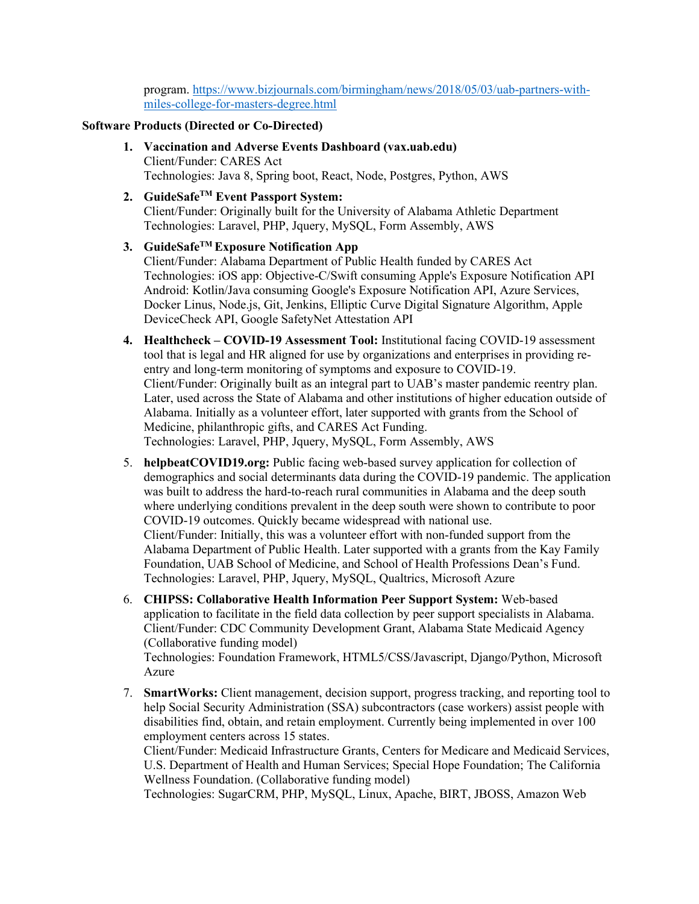program. https://www.bizjournals.com/birmingham/news/2018/05/03/uab-partners-with-miles-college-for-masters-degree.html

**Software Products (Directed or Co-Directed)**

1. **Vaccination and Adverse Events Dashboard (vax.uab.edu)**
   Client/Funder: CARES Act
   Technologies: Java 8, Spring boot, React, Node, Postgres, Python, AWS

2. **GuideSafe™ Event Passport System:**
   Client/Funder: Originally built for the University of Alabama Athletic Department
   Technologies: Laravel, PHP, Jquery, MySQL, Form Assembly, AWS

3. **GuideSafe™ Exposure Notification App**
   Client/Funder: Alabama Department of Public Health funded by CARES Act
   Technologies: iOS app: Objective-C/Swift consuming Apple's Exposure Notification API Android: Kotlin/Java consuming Google's Exposure Notification API, Azure Services, Docker Linus, Node.js, Git, Jenkins, Elliptic Curve Digital Signature Algorithm, Apple DeviceCheck API, Google SafetyNet Attestation API

4. **Healthcheck – COVID-19 Assessment Tool:** Institutional facing COVID-19 assessment tool that is legal and HR aligned for use by organizations and enterprises in providing re-entry and long-term monitoring of symptoms and exposure to COVID-19.
   Client/Funder: Originally built as an integral part to UAB's master pandemic reentry plan. Later, used across the State of Alabama and other institutions of higher education outside of Alabama. Initially as a volunteer effort, later supported with grants from the School of Medicine, philanthropic gifts, and CARES Act Funding.
   Technologies: Laravel, PHP, Jquery, MySQL, Form Assembly, AWS

5. **helpbeatCOVID19.org:** Public facing web-based survey application for collection of demographics and social determinants data during the COVID-19 pandemic. The application was built to address the hard-to-reach rural communities in Alabama and the deep south where underlying conditions prevalent in the deep south were shown to contribute to poor COVID-19 outcomes. Quickly became widespread with national use.
   Client/Funder: Initially, this was a volunteer effort with non-funded support from the Alabama Department of Public Health. Later supported with a grants from the Kay Family Foundation, UAB School of Medicine, and School of Health Professions Dean's Fund.
   Technologies: Laravel, PHP, Jquery, MySQL, Qualtrics, Microsoft Azure

6. **CHIPSS: Collaborative Health Information Peer Support System:** Web-based application to facilitate in the field data collection by peer support specialists in Alabama.
   Client/Funder: CDC Community Development Grant, Alabama State Medicaid Agency (Collaborative funding model)
   Technologies: Foundation Framework, HTML5/CSS/Javascript, Django/Python, Microsoft Azure

7. **SmartWorks:** Client management, decision support, progress tracking, and reporting tool to help Social Security Administration (SSA) subcontractors (case workers) assist people with disabilities find, obtain, and retain employment. Currently being implemented in over 100 employment centers across 15 states.
   Client/Funder: Medicaid Infrastructure Grants, Centers for Medicare and Medicaid Services, U.S. Department of Health and Human Services; Special Hope Foundation; The California Wellness Foundation. (Collaborative funding model)
   Technologies: SugarCRM, PHP, MySQL, Linux, Apache, BIRT, JBOSS, Amazon Web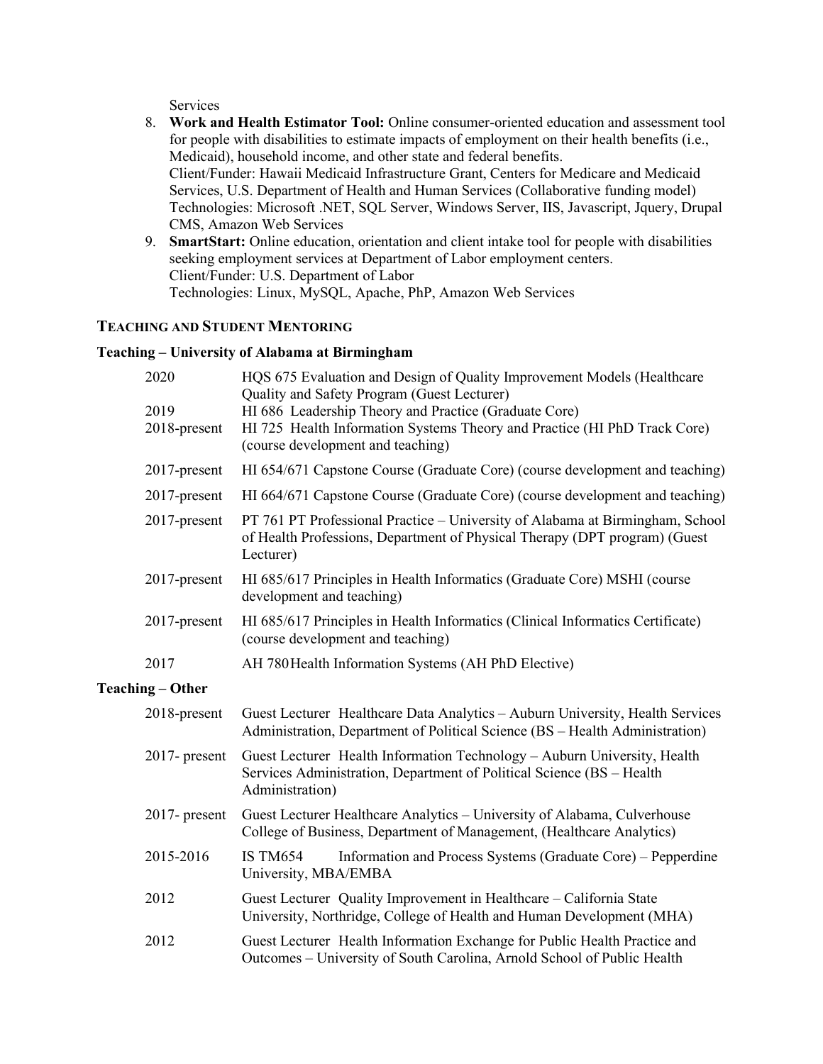Services

8. **Work and Health Estimator Tool:** Online consumer-oriented education and assessment tool for people with disabilities to estimate impacts of employment on their health benefits (i.e., Medicaid), household income, and other state and federal benefits.
   Client/Funder: Hawaii Medicaid Infrastructure Grant, Centers for Medicare and Medicaid Services, U.S. Department of Health and Human Services (Collaborative funding model)
   Technologies: Microsoft .NET, SQL Server, Windows Server, IIS, Javascript, Jquery, Drupal CMS, Amazon Web Services
9. **SmartStart:** Online education, orientation and client intake tool for people with disabilities seeking employment services at Department of Labor employment centers.
   Client/Funder: U.S. Department of Labor
   Technologies: Linux, MySQL, Apache, PhP, Amazon Web Services

## TEACHING AND STUDENT MENTORING

### Teaching – University of Alabama at Birmingham

| | |
|---|---|
| 2020 | HQS 675 Evaluation and Design of Quality Improvement Models (Healthcare Quality and Safety Program (Guest Lecturer) |
| 2019 | HI 686 Leadership Theory and Practice (Graduate Core) |
| 2018-present | HI 725 Health Information Systems Theory and Practice (HI PhD Track Core) (course development and teaching) |
| 2017-present | HI 654/671 Capstone Course (Graduate Core) (course development and teaching) |
| 2017-present | HI 664/671 Capstone Course (Graduate Core) (course development and teaching) |
| 2017-present | PT 761 PT Professional Practice – University of Alabama at Birmingham, School of Health Professions, Department of Physical Therapy (DPT program) (Guest Lecturer) |
| 2017-present | HI 685/617 Principles in Health Informatics (Graduate Core) MSHI (course development and teaching) |
| 2017-present | HI 685/617 Principles in Health Informatics (Clinical Informatics Certificate) (course development and teaching) |
| 2017 | AH 780 Health Information Systems (AH PhD Elective) |

### Teaching – Other

| | |
|---|---|
| 2018-present | Guest Lecturer Healthcare Data Analytics – Auburn University, Health Services Administration, Department of Political Science (BS – Health Administration) |
| 2017- present | Guest Lecturer Health Information Technology – Auburn University, Health Services Administration, Department of Political Science (BS – Health Administration) |
| 2017- present | Guest Lecturer Healthcare Analytics – University of Alabama, Culverhouse College of Business, Department of Management, (Healthcare Analytics) |
| 2015-2016 | IS TM654 Information and Process Systems (Graduate Core) – Pepperdine University, MBA/EMBA |
| 2012 | Guest Lecturer Quality Improvement in Healthcare – California State University, Northridge, College of Health and Human Development (MHA) |
| 2012 | Guest Lecturer Health Information Exchange for Public Health Practice and Outcomes – University of South Carolina, Arnold School of Public Health |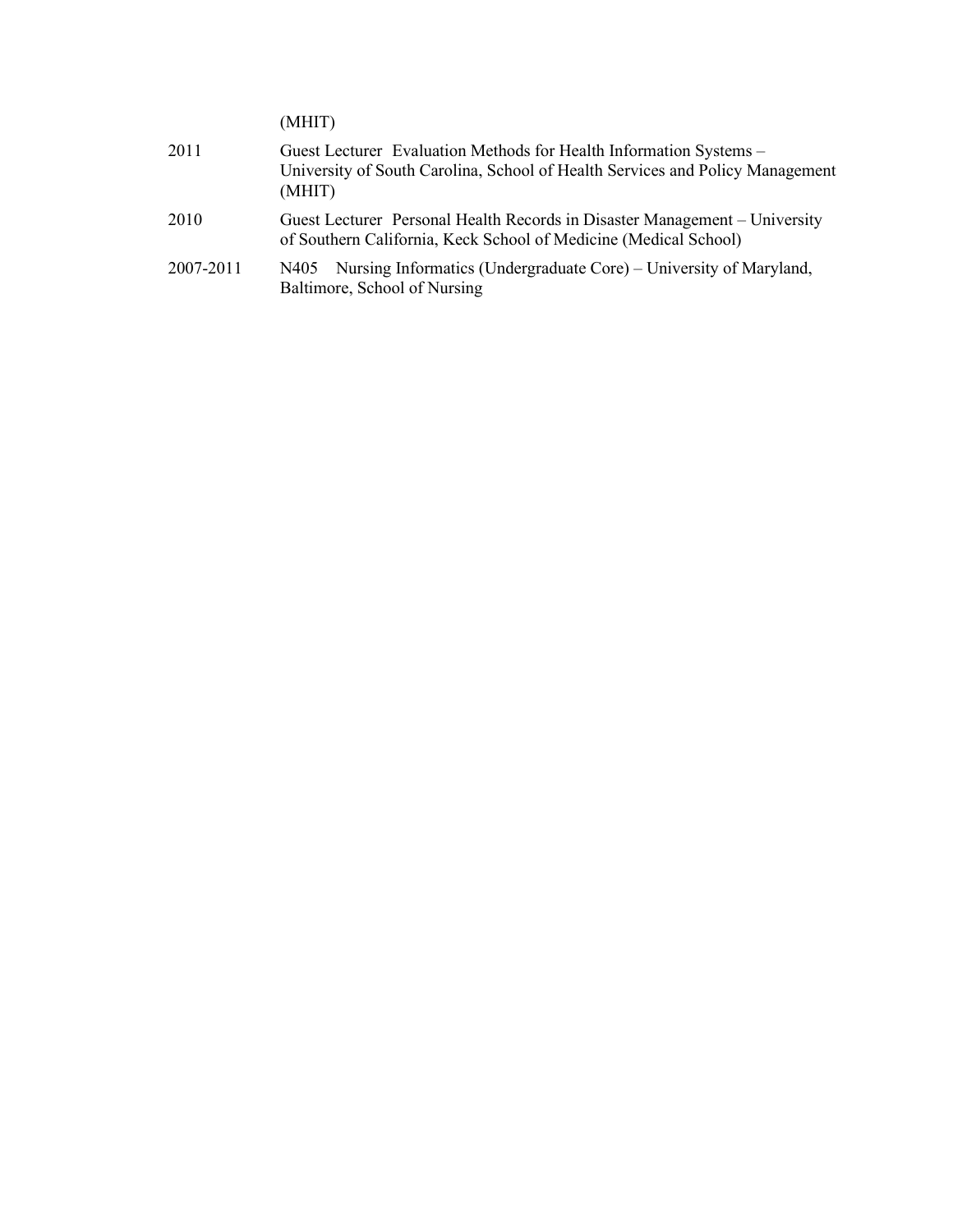| | |
|---|---|
| | (MHIT) |
| 2011 | Guest Lecturer  Evaluation Methods for Health Information Systems – University of South Carolina, School of Health Services and Policy Management (MHIT) |
| 2010 | Guest Lecturer  Personal Health Records in Disaster Management – University of Southern California, Keck School of Medicine (Medical School) |
| 2007-2011 | N405  Nursing Informatics (Undergraduate Core) – University of Maryland, Baltimore, School of Nursing |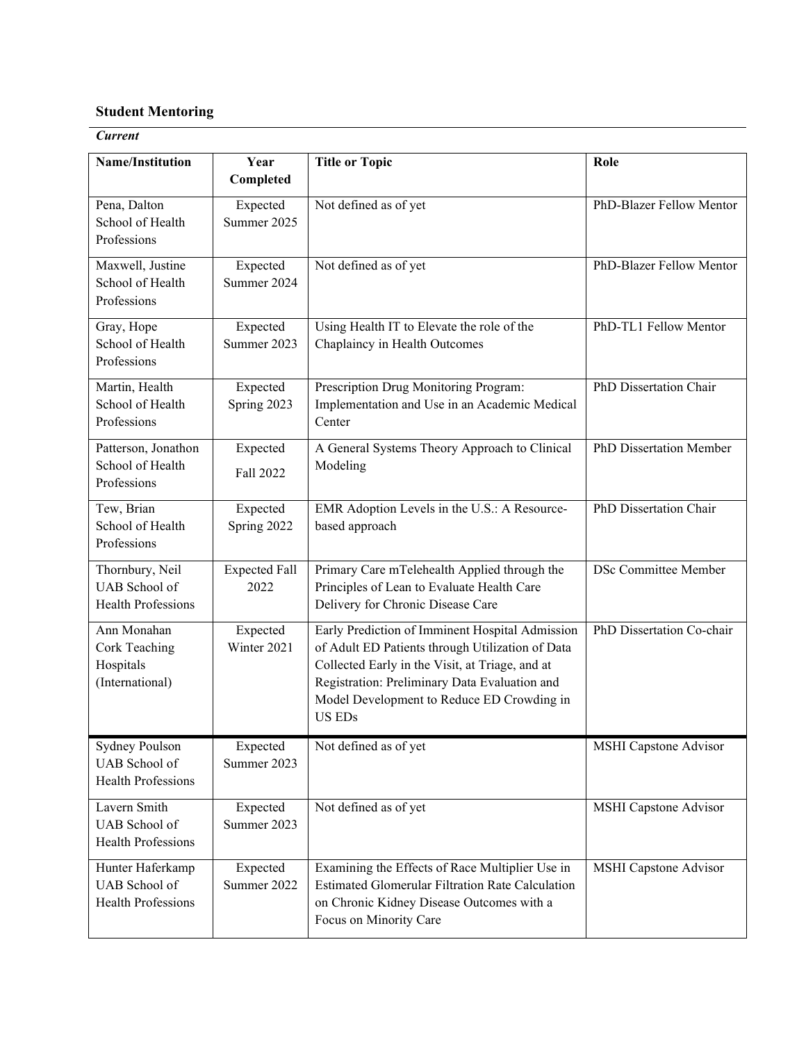## Student Mentoring

***Current***

| Name/Institution | Year Completed | Title or Topic | Role |
|---|---|---|---|
| Pena, Dalton School of Health Professions | Expected Summer 2025 | Not defined as of yet | PhD-Blazer Fellow Mentor |
| Maxwell, Justine School of Health Professions | Expected Summer 2024 | Not defined as of yet | PhD-Blazer Fellow Mentor |
| Gray, Hope School of Health Professions | Expected Summer 2023 | Using Health IT to Elevate the role of the Chaplaincy in Health Outcomes | PhD-TL1 Fellow Mentor |
| Martin, Health School of Health Professions | Expected Spring 2023 | Prescription Drug Monitoring Program: Implementation and Use in an Academic Medical Center | PhD Dissertation Chair |
| Patterson, Jonathon School of Health Professions | Expected Fall 2022 | A General Systems Theory Approach to Clinical Modeling | PhD Dissertation Member |
| Tew, Brian School of Health Professions | Expected Spring 2022 | EMR Adoption Levels in the U.S.: A Resource-based approach | PhD Dissertation Chair |
| Thornbury, Neil UAB School of Health Professions | Expected Fall 2022 | Primary Care mTelehealth Applied through the Principles of Lean to Evaluate Health Care Delivery for Chronic Disease Care | DSc Committee Member |
| Ann Monahan Cork Teaching Hospitals (International) | Expected Winter 2021 | Early Prediction of Imminent Hospital Admission of Adult ED Patients through Utilization of Data Collected Early in the Visit, at Triage, and at Registration: Preliminary Data Evaluation and Model Development to Reduce ED Crowding in US EDs | PhD Dissertation Co-chair |
| Sydney Poulson UAB School of Health Professions | Expected Summer 2023 | Not defined as of yet | MSHI Capstone Advisor |
| Lavern Smith UAB School of Health Professions | Expected Summer 2023 | Not defined as of yet | MSHI Capstone Advisor |
| Hunter Haferkamp UAB School of Health Professions | Expected Summer 2022 | Examining the Effects of Race Multiplier Use in Estimated Glomerular Filtration Rate Calculation on Chronic Kidney Disease Outcomes with a Focus on Minority Care | MSHI Capstone Advisor |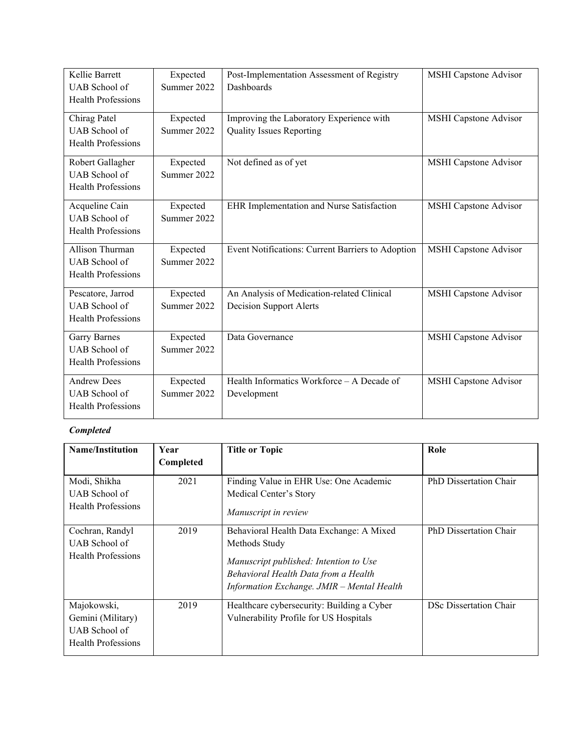| | | | |
|---|---|---|---|
| Kellie Barrett UAB School of Health Professions | Expected Summer 2022 | Post-Implementation Assessment of Registry Dashboards | MSHI Capstone Advisor |
| Chirag Patel UAB School of Health Professions | Expected Summer 2022 | Improving the Laboratory Experience with Quality Issues Reporting | MSHI Capstone Advisor |
| Robert Gallagher UAB School of Health Professions | Expected Summer 2022 | Not defined as of yet | MSHI Capstone Advisor |
| Acqueline Cain UAB School of Health Professions | Expected Summer 2022 | EHR Implementation and Nurse Satisfaction | MSHI Capstone Advisor |
| Allison Thurman UAB School of Health Professions | Expected Summer 2022 | Event Notifications: Current Barriers to Adoption | MSHI Capstone Advisor |
| Pescatore, Jarrod UAB School of Health Professions | Expected Summer 2022 | An Analysis of Medication-related Clinical Decision Support Alerts | MSHI Capstone Advisor |
| Garry Barnes UAB School of Health Professions | Expected Summer 2022 | Data Governance | MSHI Capstone Advisor |
| Andrew Dees UAB School of Health Professions | Expected Summer 2022 | Health Informatics Workforce – A Decade of Development | MSHI Capstone Advisor |

***Completed***

| Name/Institution | Year Completed | Title or Topic | Role |
|---|---|---|---|
| Modi, Shikha UAB School of Health Professions | 2021 | Finding Value in EHR Use: One Academic Medical Center's Story<br>*Manuscript in review* | PhD Dissertation Chair |
| Cochran, Randyl UAB School of Health Professions | 2019 | Behavioral Health Data Exchange: A Mixed Methods Study<br>*Manuscript published: Intention to Use Behavioral Health Data from a Health Information Exchange. JMIR – Mental Health* | PhD Dissertation Chair |
| Majokowski, Gemini (Military) UAB School of Health Professions | 2019 | Healthcare cybersecurity: Building a Cyber Vulnerability Profile for US Hospitals | DSc Dissertation Chair |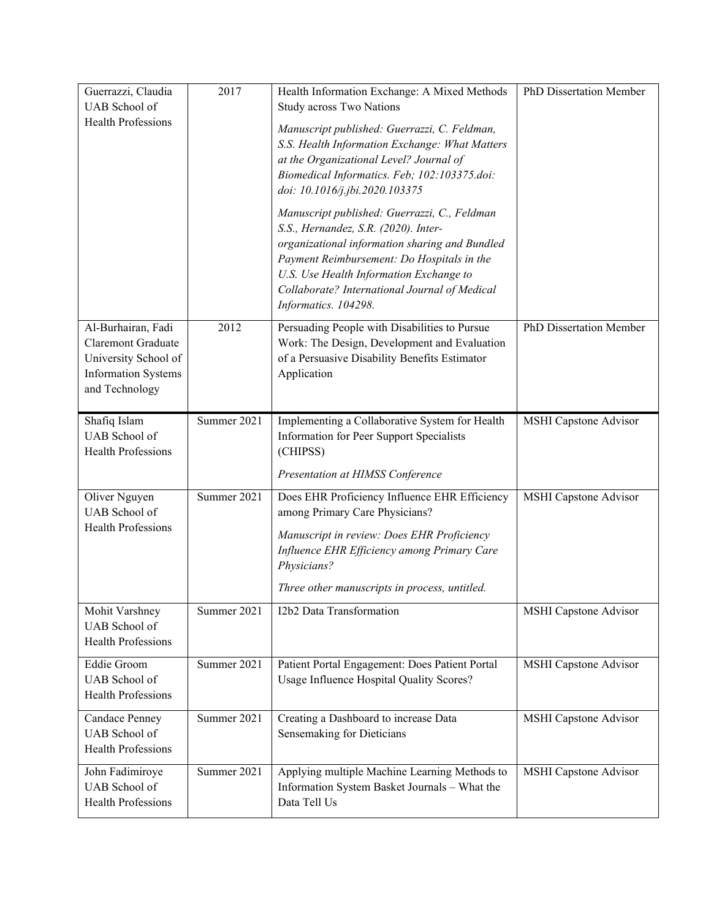| | | | |
|---|---|---|---|
| Guerrazzi, Claudia<br>UAB School of Health Professions | 2017 | Health Information Exchange: A Mixed Methods Study across Two Nations<br><br>*Manuscript published: Guerrazzi, C. Feldman, S.S. Health Information Exchange: What Matters at the Organizational Level? Journal of Biomedical Informatics. Feb; 102:103375.doi: doi: 10.1016/j.jbi.2020.103375*<br><br>*Manuscript published: Guerrazzi, C., Feldman S.S., Hernandez, S.R. (2020). Inter-organizational information sharing and Bundled Payment Reimbursement: Do Hospitals in the U.S. Use Health Information Exchange to Collaborate? International Journal of Medical Informatics. 104298.* | PhD Dissertation Member |
| Al-Burhairan, Fadi<br>Claremont Graduate University School of Information Systems and Technology | 2012 | Persuading People with Disabilities to Pursue Work: The Design, Development and Evaluation of a Persuasive Disability Benefits Estimator Application | PhD Dissertation Member |
| Shafiq Islam<br>UAB School of Health Professions | Summer 2021 | Implementing a Collaborative System for Health Information for Peer Support Specialists (CHIPSS)<br><br>*Presentation at HIMSS Conference* | MSHI Capstone Advisor |
| Oliver Nguyen<br>UAB School of Health Professions | Summer 2021 | Does EHR Proficiency Influence EHR Efficiency among Primary Care Physicians?<br><br>*Manuscript in review: Does EHR Proficiency Influence EHR Efficiency among Primary Care Physicians?*<br><br>*Three other manuscripts in process, untitled.* | MSHI Capstone Advisor |
| Mohit Varshney<br>UAB School of Health Professions | Summer 2021 | I2b2 Data Transformation | MSHI Capstone Advisor |
| Eddie Groom<br>UAB School of Health Professions | Summer 2021 | Patient Portal Engagement: Does Patient Portal Usage Influence Hospital Quality Scores? | MSHI Capstone Advisor |
| Candace Penney<br>UAB School of Health Professions | Summer 2021 | Creating a Dashboard to increase Data Sensemaking for Dieticians | MSHI Capstone Advisor |
| John Fadimiroye<br>UAB School of Health Professions | Summer 2021 | Applying multiple Machine Learning Methods to Information System Basket Journals – What the Data Tell Us | MSHI Capstone Advisor |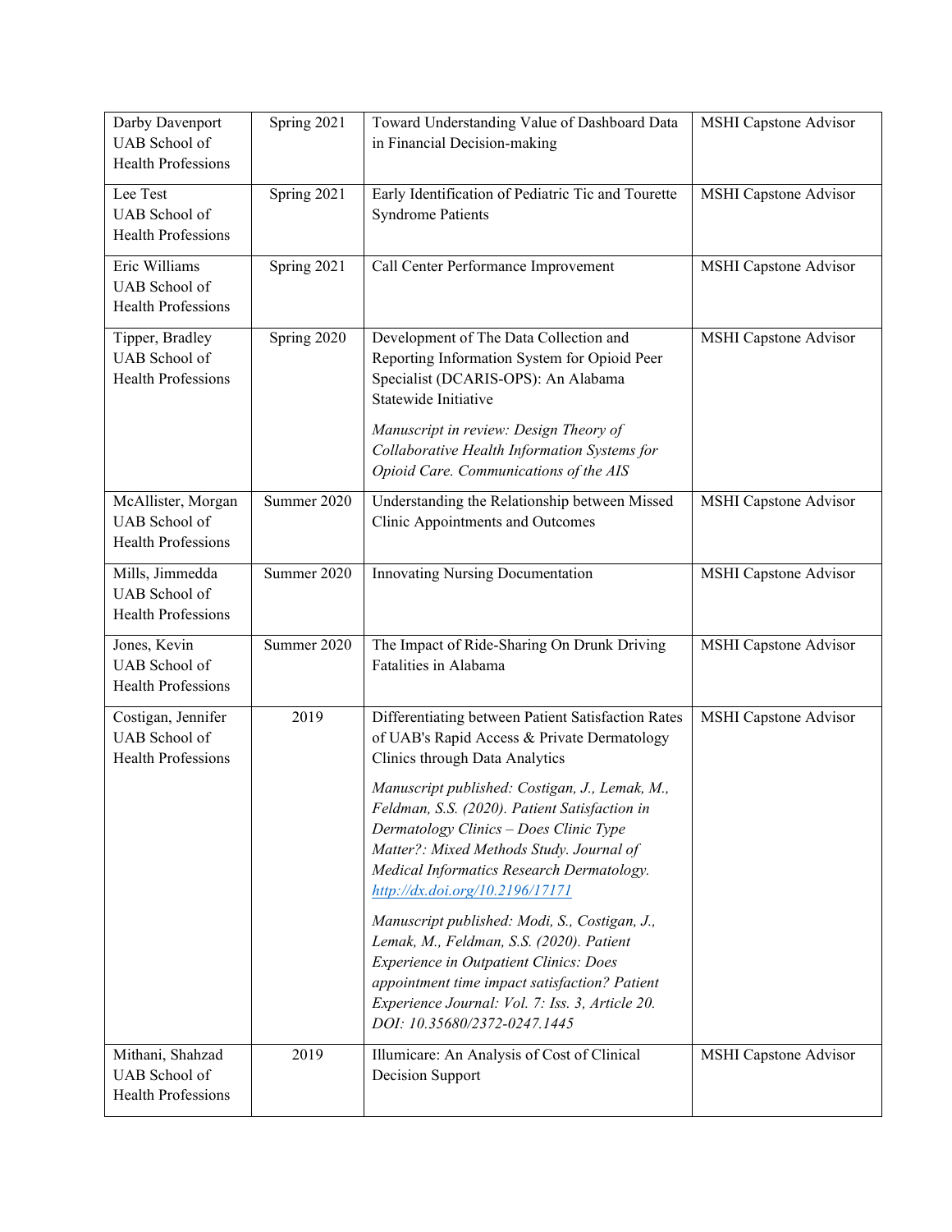| Darby Davenport UAB School of Health Professions | Spring 2021 | Toward Understanding Value of Dashboard Data in Financial Decision-making | MSHI Capstone Advisor |
|---|---|---|---|
| Lee Test UAB School of Health Professions | Spring 2021 | Early Identification of Pediatric Tic and Tourette Syndrome Patients | MSHI Capstone Advisor |
| Eric Williams UAB School of Health Professions | Spring 2021 | Call Center Performance Improvement | MSHI Capstone Advisor |
| Tipper, Bradley UAB School of Health Professions | Spring 2020 | Development of The Data Collection and Reporting Information System for Opioid Peer Specialist (DCARIS-OPS): An Alabama Statewide Initiative<br><br>*Manuscript in review: Design Theory of Collaborative Health Information Systems for Opioid Care. Communications of the AIS* | MSHI Capstone Advisor |
| McAllister, Morgan UAB School of Health Professions | Summer 2020 | Understanding the Relationship between Missed Clinic Appointments and Outcomes | MSHI Capstone Advisor |
| Mills, Jimmedda UAB School of Health Professions | Summer 2020 | Innovating Nursing Documentation | MSHI Capstone Advisor |
| Jones, Kevin UAB School of Health Professions | Summer 2020 | The Impact of Ride-Sharing On Drunk Driving Fatalities in Alabama | MSHI Capstone Advisor |
| Costigan, Jennifer UAB School of Health Professions | 2019 | Differentiating between Patient Satisfaction Rates of UAB's Rapid Access & Private Dermatology Clinics through Data Analytics<br><br>*Manuscript published: Costigan, J., Lemak, M., Feldman, S.S. (2020). Patient Satisfaction in Dermatology Clinics – Does Clinic Type Matter?: Mixed Methods Study. Journal of Medical Informatics Research Dermatology. [http://dx.doi.org/10.2196/17171](http://dx.doi.org/10.2196/17171)*<br><br>*Manuscript published: Modi, S., Costigan, J., Lemak, M., Feldman, S.S. (2020). Patient Experience in Outpatient Clinics: Does appointment time impact satisfaction? Patient Experience Journal: Vol. 7: Iss. 3, Article 20. DOI: 10.35680/2372-0247.1445* | MSHI Capstone Advisor |
| Mithani, Shahzad UAB School of Health Professions | 2019 | Illumicare: An Analysis of Cost of Clinical Decision Support | MSHI Capstone Advisor |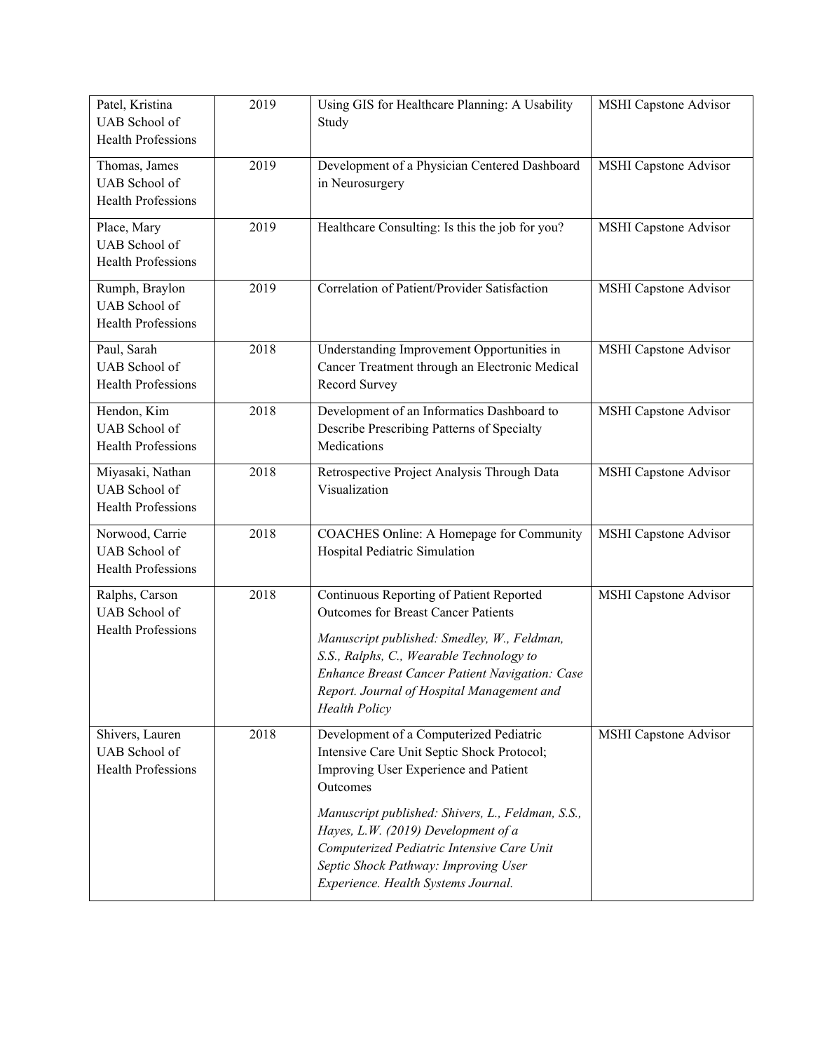| Patel, Kristina UAB School of Health Professions | 2019 | Using GIS for Healthcare Planning: A Usability Study | MSHI Capstone Advisor |
|---|---|---|---|
| Thomas, James UAB School of Health Professions | 2019 | Development of a Physician Centered Dashboard in Neurosurgery | MSHI Capstone Advisor |
| Place, Mary UAB School of Health Professions | 2019 | Healthcare Consulting: Is this the job for you? | MSHI Capstone Advisor |
| Rumph, Braylon UAB School of Health Professions | 2019 | Correlation of Patient/Provider Satisfaction | MSHI Capstone Advisor |
| Paul, Sarah UAB School of Health Professions | 2018 | Understanding Improvement Opportunities in Cancer Treatment through an Electronic Medical Record Survey | MSHI Capstone Advisor |
| Hendon, Kim UAB School of Health Professions | 2018 | Development of an Informatics Dashboard to Describe Prescribing Patterns of Specialty Medications | MSHI Capstone Advisor |
| Miyasaki, Nathan UAB School of Health Professions | 2018 | Retrospective Project Analysis Through Data Visualization | MSHI Capstone Advisor |
| Norwood, Carrie UAB School of Health Professions | 2018 | COACHES Online: A Homepage for Community Hospital Pediatric Simulation | MSHI Capstone Advisor |
| Ralphs, Carson UAB School of Health Professions | 2018 | Continuous Reporting of Patient Reported Outcomes for Breast Cancer Patients<br><br>*Manuscript published: Smedley, W., Feldman, S.S., Ralphs, C., Wearable Technology to Enhance Breast Cancer Patient Navigation: Case Report. Journal of Hospital Management and Health Policy* | MSHI Capstone Advisor |
| Shivers, Lauren UAB School of Health Professions | 2018 | Development of a Computerized Pediatric Intensive Care Unit Septic Shock Protocol; Improving User Experience and Patient Outcomes<br><br>*Manuscript published: Shivers, L., Feldman, S.S., Hayes, L.W. (2019) Development of a Computerized Pediatric Intensive Care Unit Septic Shock Pathway: Improving User Experience. Health Systems Journal.* | MSHI Capstone Advisor |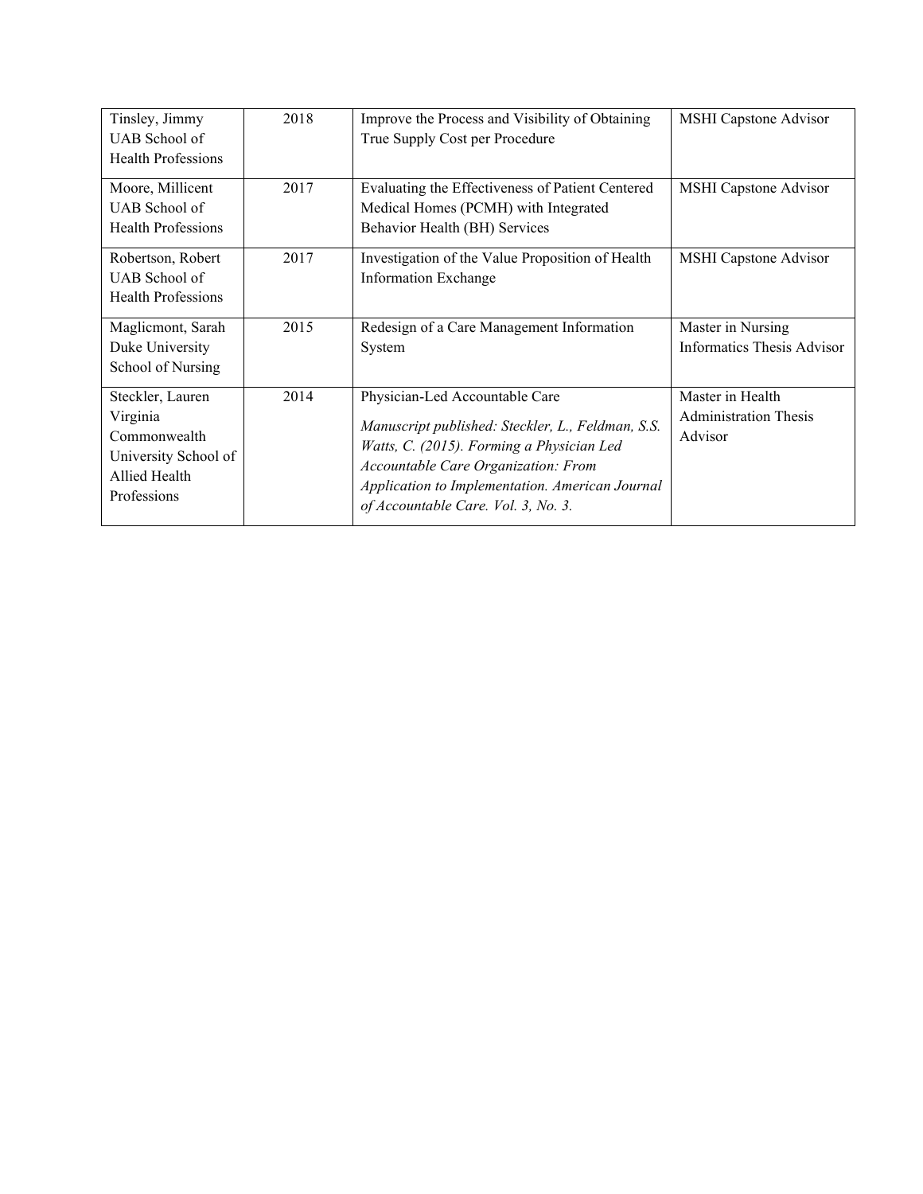| Tinsley, Jimmy<br>UAB School of Health Professions | 2018 | Improve the Process and Visibility of Obtaining True Supply Cost per Procedure | MSHI Capstone Advisor |
|---|---|---|---|
| Moore, Millicent<br>UAB School of Health Professions | 2017 | Evaluating the Effectiveness of Patient Centered Medical Homes (PCMH) with Integrated Behavior Health (BH) Services | MSHI Capstone Advisor |
| Robertson, Robert<br>UAB School of Health Professions | 2017 | Investigation of the Value Proposition of Health Information Exchange | MSHI Capstone Advisor |
| Maglicmont, Sarah<br>Duke University School of Nursing | 2015 | Redesign of a Care Management Information System | Master in Nursing Informatics Thesis Advisor |
| Steckler, Lauren<br>Virginia Commonwealth University School of Allied Health Professions | 2014 | Physician-Led Accountable Care<br>*Manuscript published: Steckler, L., Feldman, S.S. Watts, C. (2015). Forming a Physician Led Accountable Care Organization: From Application to Implementation. American Journal of Accountable Care. Vol. 3, No. 3.* | Master in Health Administration Thesis Advisor |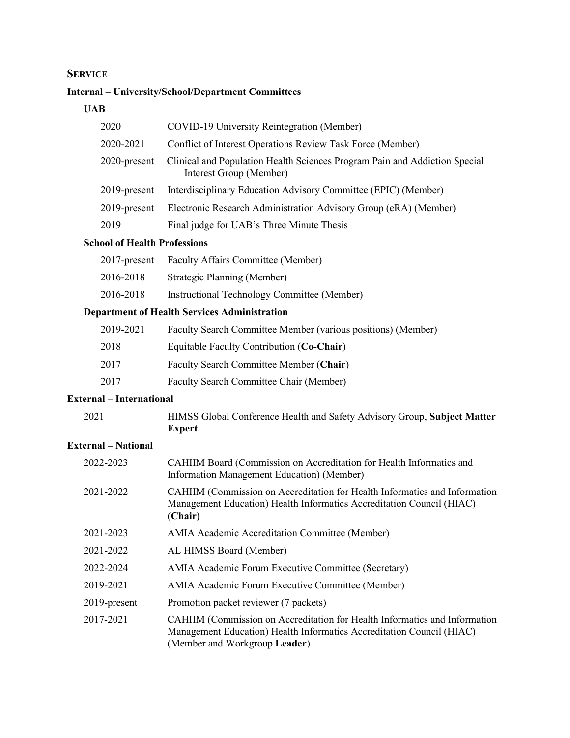## SERVICE

### Internal – University/School/Department Committees

#### UAB

| | |
|---|---|
| 2020 | COVID-19 University Reintegration (Member) |
| 2020-2021 | Conflict of Interest Operations Review Task Force (Member) |
| 2020-present | Clinical and Population Health Sciences Program Pain and Addiction Special Interest Group (Member) |
| 2019-present | Interdisciplinary Education Advisory Committee (EPIC) (Member) |
| 2019-present | Electronic Research Administration Advisory Group (eRA) (Member) |
| 2019 | Final judge for UAB's Three Minute Thesis |

#### School of Health Professions

| | |
|---|---|
| 2017-present | Faculty Affairs Committee (Member) |
| 2016-2018 | Strategic Planning (Member) |
| 2016-2018 | Instructional Technology Committee (Member) |

#### Department of Health Services Administration

| | |
|---|---|
| 2019-2021 | Faculty Search Committee Member (various positions) (Member) |
| 2018 | Equitable Faculty Contribution (**Co-Chair**) |
| 2017 | Faculty Search Committee Member (**Chair**) |
| 2017 | Faculty Search Committee Chair (Member) |

### External – International

| | |
|---|---|
| 2021 | HIMSS Global Conference Health and Safety Advisory Group, **Subject Matter Expert** |

### External – National

| | |
|---|---|
| 2022-2023 | CAHIIM Board (Commission on Accreditation for Health Informatics and Information Management Education) (Member) |
| 2021-2022 | CAHIIM (Commission on Accreditation for Health Informatics and Information Management Education) Health Informatics Accreditation Council (HIAC) (**Chair**) |
| 2021-2023 | AMIA Academic Accreditation Committee (Member) |
| 2021-2022 | AL HIMSS Board (Member) |
| 2022-2024 | AMIA Academic Forum Executive Committee (Secretary) |
| 2019-2021 | AMIA Academic Forum Executive Committee (Member) |
| 2019-present | Promotion packet reviewer (7 packets) |
| 2017-2021 | CAHIIM (Commission on Accreditation for Health Informatics and Information Management Education) Health Informatics Accreditation Council (HIAC) (Member and Workgroup **Leader**) |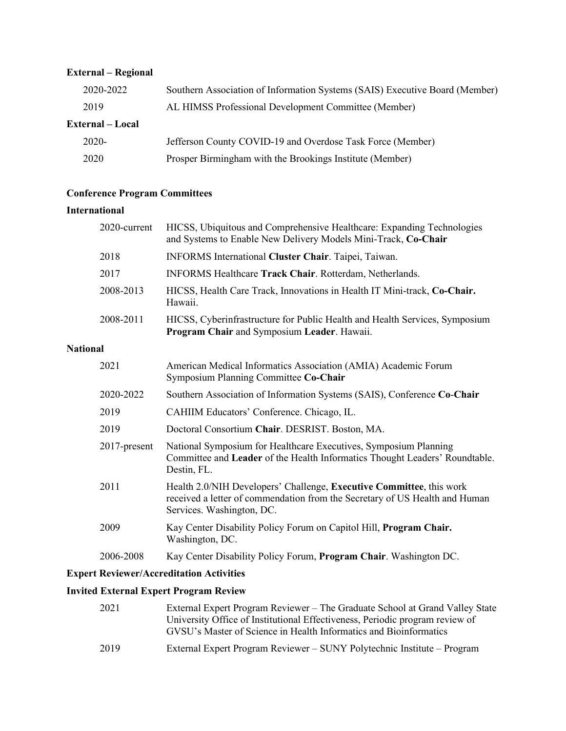**External – Regional**

| | |
|---|---|
| 2020-2022 | Southern Association of Information Systems (SAIS) Executive Board (Member) |
| 2019 | AL HIMSS Professional Development Committee (Member) |

**External – Local**

| | |
|---|---|
| 2020- | Jefferson County COVID-19 and Overdose Task Force (Member) |
| 2020 | Prosper Birmingham with the Brookings Institute (Member) |

**Conference Program Committees**

**International**

| | |
|---|---|
| 2020-current | HICSS, Ubiquitous and Comprehensive Healthcare: Expanding Technologies and Systems to Enable New Delivery Models Mini-Track, **Co-Chair** |
| 2018 | INFORMS International **Cluster Chair**. Taipei, Taiwan. |
| 2017 | INFORMS Healthcare **Track Chair**. Rotterdam, Netherlands. |
| 2008-2013 | HICSS, Health Care Track, Innovations in Health IT Mini-track, **Co-Chair.** Hawaii. |
| 2008-2011 | HICSS, Cyberinfrastructure for Public Health and Health Services, Symposium **Program Chair** and Symposium **Leader**. Hawaii. |

**National**

| | |
|---|---|
| 2021 | American Medical Informatics Association (AMIA) Academic Forum Symposium Planning Committee **Co-Chair** |
| 2020-2022 | Southern Association of Information Systems (SAIS), Conference **Co-Chair** |
| 2019 | CAHIIM Educators' Conference. Chicago, IL. |
| 2019 | Doctoral Consortium **Chair**. DESRIST. Boston, MA. |
| 2017-present | National Symposium for Healthcare Executives, Symposium Planning Committee and **Leader** of the Health Informatics Thought Leaders' Roundtable. Destin, FL. |
| 2011 | Health 2.0/NIH Developers' Challenge, **Executive Committee**, this work received a letter of commendation from the Secretary of US Health and Human Services. Washington, DC. |
| 2009 | Kay Center Disability Policy Forum on Capitol Hill, **Program Chair.** Washington, DC. |
| 2006-2008 | Kay Center Disability Policy Forum, **Program Chair**. Washington DC. |

**Expert Reviewer/Accreditation Activities**

**Invited External Expert Program Review**

| | |
|---|---|
| 2021 | External Expert Program Reviewer – The Graduate School at Grand Valley State University Office of Institutional Effectiveness, Periodic program review of GVSU's Master of Science in Health Informatics and Bioinformatics |
| 2019 | External Expert Program Reviewer – SUNY Polytechnic Institute – Program |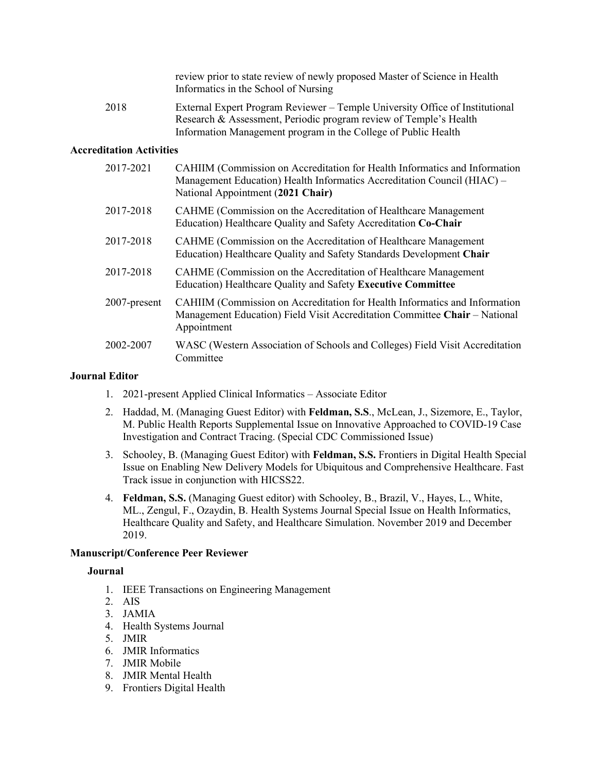review prior to state review of newly proposed Master of Science in Health Informatics in the School of Nursing

2018 External Expert Program Reviewer – Temple University Office of Institutional Research & Assessment, Periodic program review of Temple's Health Information Management program in the College of Public Health

**Accreditation Activities**

2017-2021 CAHIIM (Commission on Accreditation for Health Informatics and Information Management Education) Health Informatics Accreditation Council (HIAC) – National Appointment (**2021 Chair)**

2017-2018 CAHME (Commission on the Accreditation of Healthcare Management Education) Healthcare Quality and Safety Accreditation **Co-Chair**

2017-2018 CAHME (Commission on the Accreditation of Healthcare Management Education) Healthcare Quality and Safety Standards Development **Chair**

2017-2018 CAHME (Commission on the Accreditation of Healthcare Management Education) Healthcare Quality and Safety **Executive Committee**

2007-present CAHIIM (Commission on Accreditation for Health Informatics and Information Management Education) Field Visit Accreditation Committee **Chair** – National Appointment

2002-2007 WASC (Western Association of Schools and Colleges) Field Visit Accreditation Committee

**Journal Editor**

1. 2021-present Applied Clinical Informatics – Associate Editor
2. Haddad, M. (Managing Guest Editor) with **Feldman, S.S**., McLean, J., Sizemore, E., Taylor, M. Public Health Reports Supplemental Issue on Innovative Approached to COVID-19 Case Investigation and Contract Tracing. (Special CDC Commissioned Issue)
3. Schooley, B. (Managing Guest Editor) with **Feldman, S.S.** Frontiers in Digital Health Special Issue on Enabling New Delivery Models for Ubiquitous and Comprehensive Healthcare. Fast Track issue in conjunction with HICSS22.
4. **Feldman, S.S.** (Managing Guest editor) with Schooley, B., Brazil, V., Hayes, L., White, ML., Zengul, F., Ozaydin, B. Health Systems Journal Special Issue on Health Informatics, Healthcare Quality and Safety, and Healthcare Simulation. November 2019 and December 2019.

**Manuscript/Conference Peer Reviewer**

**Journal**

1. IEEE Transactions on Engineering Management
2. AIS
3. JAMIA
4. Health Systems Journal
5. JMIR
6. JMIR Informatics
7. JMIR Mobile
8. JMIR Mental Health
9. Frontiers Digital Health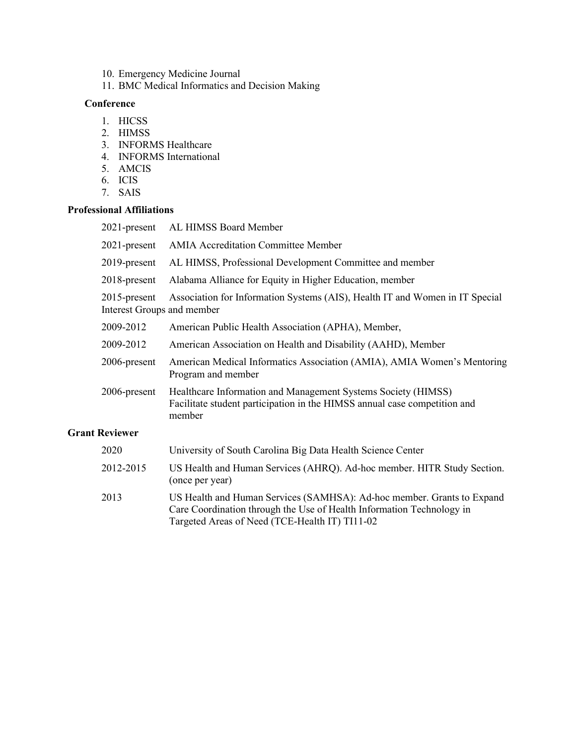10. Emergency Medicine Journal
11. BMC Medical Informatics and Decision Making

### Conference

1. HICSS
2. HIMSS
3. INFORMS Healthcare
4. INFORMS International
5. AMCIS
6. ICIS
7. SAIS

## Professional Affiliations

| | |
|---|---|
| 2021-present | AL HIMSS Board Member |
| 2021-present | AMIA Accreditation Committee Member |
| 2019-present | AL HIMSS, Professional Development Committee and member |
| 2018-present | Alabama Alliance for Equity in Higher Education, member |
| 2015-present | Association for Information Systems (AIS), Health IT and Women in IT Special Interest Groups and member |
| 2009-2012 | American Public Health Association (APHA), Member, |
| 2009-2012 | American Association on Health and Disability (AAHD), Member |
| 2006-present | American Medical Informatics Association (AMIA), AMIA Women's Mentoring Program and member |
| 2006-present | Healthcare Information and Management Systems Society (HIMSS) Facilitate student participation in the HIMSS annual case competition and member |

## Grant Reviewer

| | |
|---|---|
| 2020 | University of South Carolina Big Data Health Science Center |
| 2012-2015 | US Health and Human Services (AHRQ). Ad-hoc member. HITR Study Section. (once per year) |
| 2013 | US Health and Human Services (SAMHSA): Ad-hoc member. Grants to Expand Care Coordination through the Use of Health Information Technology in Targeted Areas of Need (TCE-Health IT) TI11-02 |